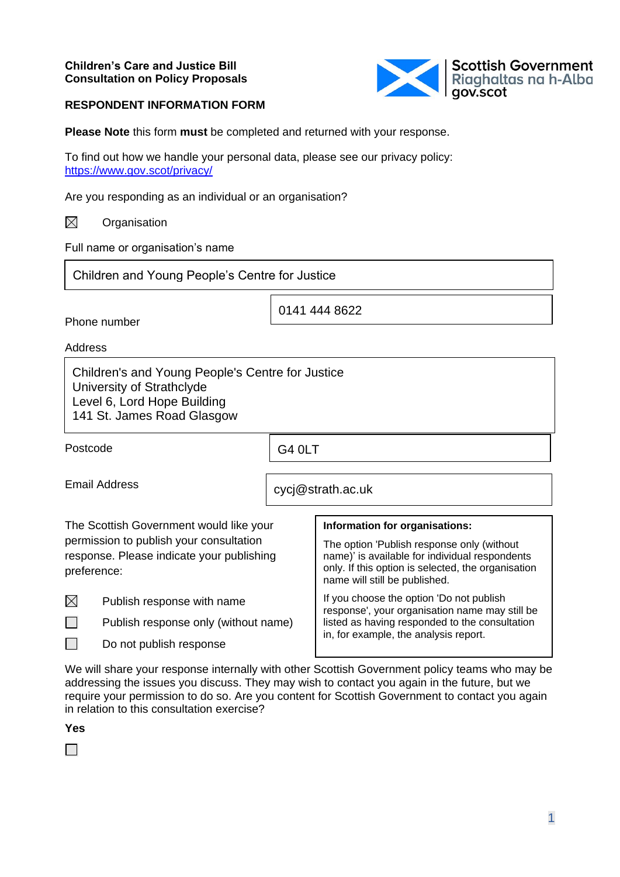**Children's Care and Justice Bill**
**Consultation on Policy Proposals**

Scottish Government
Riaghaltas na h-Alba
gov.scot

**RESPONDENT INFORMATION FORM**

**Please Note** this form **must** be completed and returned with your response.

To find out how we handle your personal data, please see our privacy policy: https://www.gov.scot/privacy/

Are you responding as an individual or an organisation?

☒ Organisation

Full name or organisation's name

Children and Young People's Centre for Justice

Phone number

0141 444 8622

Address

Children's and Young People's Centre for Justice
University of Strathclyde
Level 6, Lord Hope Building
141 St. James Road Glasgow

Postcode

G4 0LT

Email Address

cycj@strath.ac.uk

The Scottish Government would like your permission to publish your consultation response. Please indicate your publishing preference:

☒ Publish response with name

☐ Publish response only (without name)

☐ Do not publish response

**Information for organisations:**

The option 'Publish response only (without name)' is available for individual respondents only. If this option is selected, the organisation name will still be published.

If you choose the option 'Do not publish response', your organisation name may still be listed as having responded to the consultation in, for example, the analysis report.

We will share your response internally with other Scottish Government policy teams who may be addressing the issues you discuss. They may wish to contact you again in the future, but we require your permission to do so. Are you content for Scottish Government to contact you again in relation to this consultation exercise?

**Yes**

☐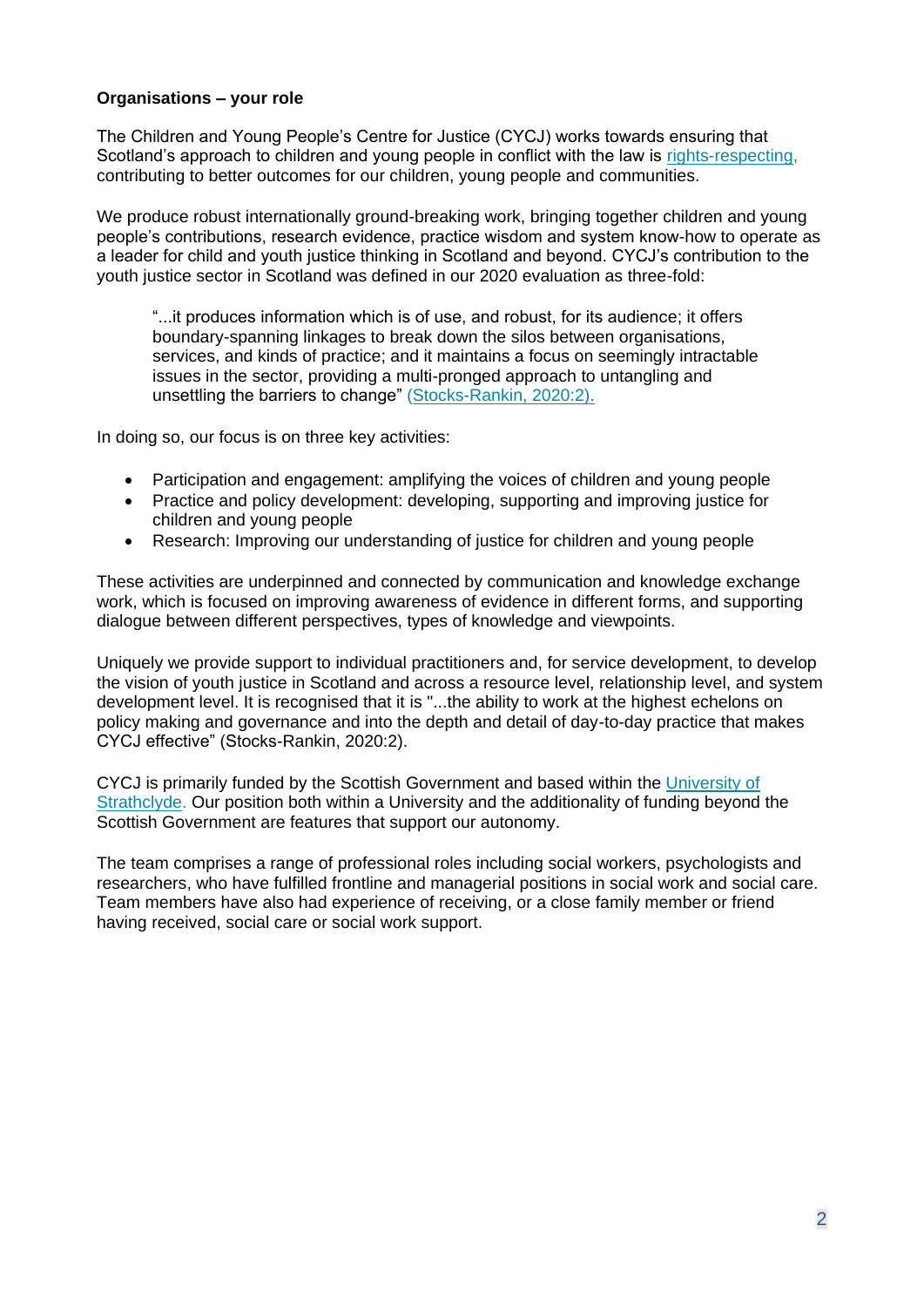**Organisations – your role**

The Children and Young People's Centre for Justice (CYCJ) works towards ensuring that Scotland's approach to children and young people in conflict with the law is rights-respecting, contributing to better outcomes for our children, young people and communities.

We produce robust internationally ground-breaking work, bringing together children and young people's contributions, research evidence, practice wisdom and system know-how to operate as a leader for child and youth justice thinking in Scotland and beyond. CYCJ's contribution to the youth justice sector in Scotland was defined in our 2020 evaluation as three-fold:

> "...it produces information which is of use, and robust, for its audience; it offers boundary-spanning linkages to break down the silos between organisations, services, and kinds of practice; and it maintains a focus on seemingly intractable issues in the sector, providing a multi-pronged approach to untangling and unsettling the barriers to change" (Stocks-Rankin, 2020:2).

In doing so, our focus is on three key activities:

- Participation and engagement: amplifying the voices of children and young people
- Practice and policy development: developing, supporting and improving justice for children and young people
- Research: Improving our understanding of justice for children and young people

These activities are underpinned and connected by communication and knowledge exchange work, which is focused on improving awareness of evidence in different forms, and supporting dialogue between different perspectives, types of knowledge and viewpoints.

Uniquely we provide support to individual practitioners and, for service development, to develop the vision of youth justice in Scotland and across a resource level, relationship level, and system development level. It is recognised that it is "...the ability to work at the highest echelons on policy making and governance and into the depth and detail of day-to-day practice that makes CYCJ effective" (Stocks-Rankin, 2020:2).

CYCJ is primarily funded by the Scottish Government and based within the University of Strathclyde. Our position both within a University and the additionality of funding beyond the Scottish Government are features that support our autonomy.

The team comprises a range of professional roles including social workers, psychologists and researchers, who have fulfilled frontline and managerial positions in social work and social care. Team members have also had experience of receiving, or a close family member or friend having received, social care or social work support.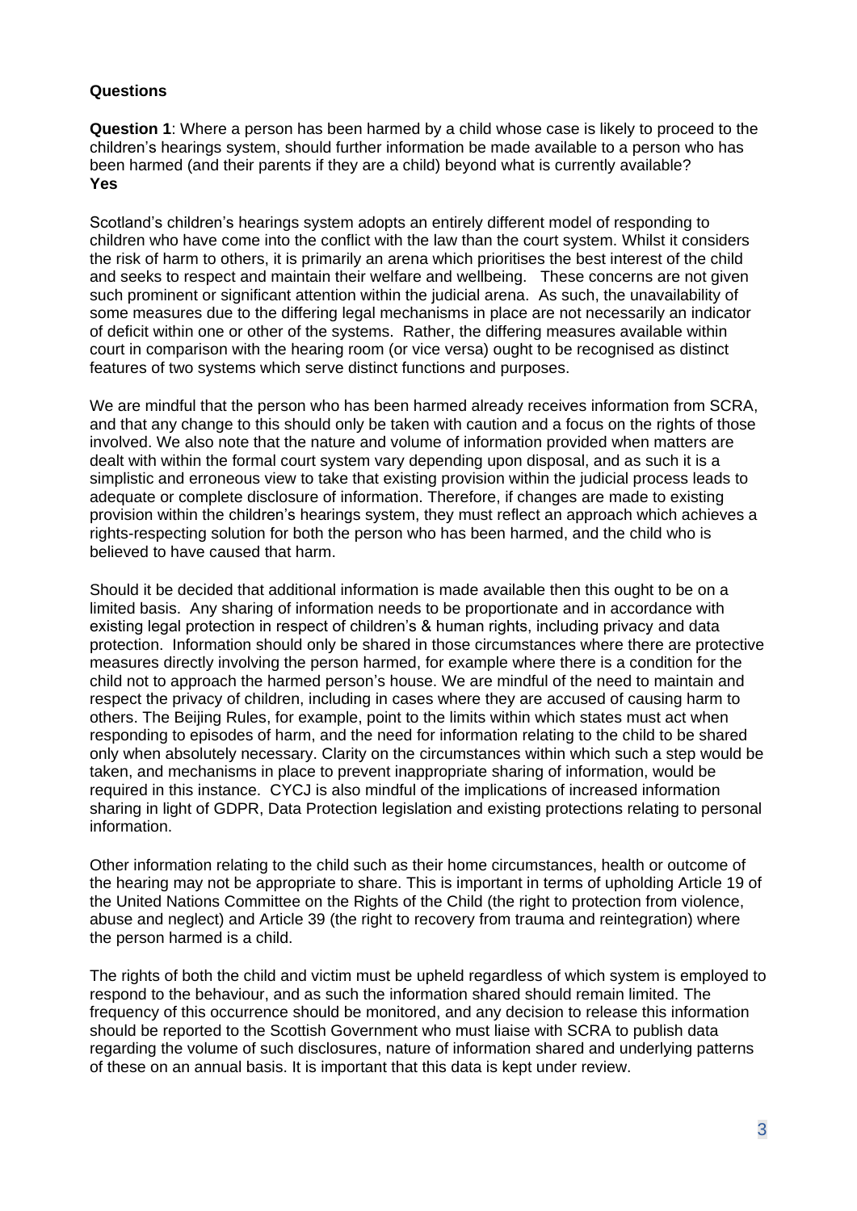**Questions**

**Question 1**: Where a person has been harmed by a child whose case is likely to proceed to the children's hearings system, should further information be made available to a person who has been harmed (and their parents if they are a child) beyond what is currently available?
**Yes**

Scotland's children's hearings system adopts an entirely different model of responding to children who have come into the conflict with the law than the court system. Whilst it considers the risk of harm to others, it is primarily an arena which prioritises the best interest of the child and seeks to respect and maintain their welfare and wellbeing. These concerns are not given such prominent or significant attention within the judicial arena. As such, the unavailability of some measures due to the differing legal mechanisms in place are not necessarily an indicator of deficit within one or other of the systems. Rather, the differing measures available within court in comparison with the hearing room (or vice versa) ought to be recognised as distinct features of two systems which serve distinct functions and purposes.

We are mindful that the person who has been harmed already receives information from SCRA, and that any change to this should only be taken with caution and a focus on the rights of those involved. We also note that the nature and volume of information provided when matters are dealt with within the formal court system vary depending upon disposal, and as such it is a simplistic and erroneous view to take that existing provision within the judicial process leads to adequate or complete disclosure of information. Therefore, if changes are made to existing provision within the children's hearings system, they must reflect an approach which achieves a rights-respecting solution for both the person who has been harmed, and the child who is believed to have caused that harm.

Should it be decided that additional information is made available then this ought to be on a limited basis. Any sharing of information needs to be proportionate and in accordance with existing legal protection in respect of children's & human rights, including privacy and data protection. Information should only be shared in those circumstances where there are protective measures directly involving the person harmed, for example where there is a condition for the child not to approach the harmed person's house. We are mindful of the need to maintain and respect the privacy of children, including in cases where they are accused of causing harm to others. The Beijing Rules, for example, point to the limits within which states must act when responding to episodes of harm, and the need for information relating to the child to be shared only when absolutely necessary. Clarity on the circumstances within which such a step would be taken, and mechanisms in place to prevent inappropriate sharing of information, would be required in this instance. CYCJ is also mindful of the implications of increased information sharing in light of GDPR, Data Protection legislation and existing protections relating to personal information.

Other information relating to the child such as their home circumstances, health or outcome of the hearing may not be appropriate to share. This is important in terms of upholding Article 19 of the United Nations Committee on the Rights of the Child (the right to protection from violence, abuse and neglect) and Article 39 (the right to recovery from trauma and reintegration) where the person harmed is a child.

The rights of both the child and victim must be upheld regardless of which system is employed to respond to the behaviour, and as such the information shared should remain limited. The frequency of this occurrence should be monitored, and any decision to release this information should be reported to the Scottish Government who must liaise with SCRA to publish data regarding the volume of such disclosures, nature of information shared and underlying patterns of these on an annual basis. It is important that this data is kept under review.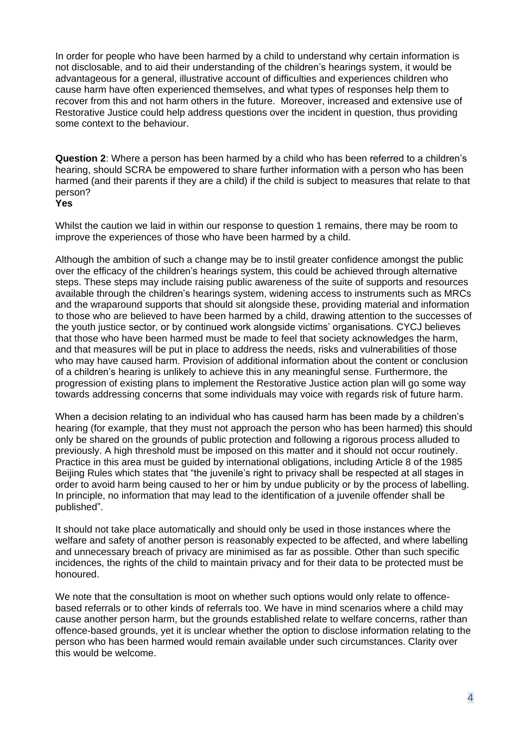In order for people who have been harmed by a child to understand why certain information is not disclosable, and to aid their understanding of the children's hearings system, it would be advantageous for a general, illustrative account of difficulties and experiences children who cause harm have often experienced themselves, and what types of responses help them to recover from this and not harm others in the future. Moreover, increased and extensive use of Restorative Justice could help address questions over the incident in question, thus providing some context to the behaviour.

**Question 2**: Where a person has been harmed by a child who has been referred to a children's hearing, should SCRA be empowered to share further information with a person who has been harmed (and their parents if they are a child) if the child is subject to measures that relate to that person?
**Yes**

Whilst the caution we laid in within our response to question 1 remains, there may be room to improve the experiences of those who have been harmed by a child.

Although the ambition of such a change may be to instil greater confidence amongst the public over the efficacy of the children's hearings system, this could be achieved through alternative steps. These steps may include raising public awareness of the suite of supports and resources available through the children's hearings system, widening access to instruments such as MRCs and the wraparound supports that should sit alongside these, providing material and information to those who are believed to have been harmed by a child, drawing attention to the successes of the youth justice sector, or by continued work alongside victims' organisations. CYCJ believes that those who have been harmed must be made to feel that society acknowledges the harm, and that measures will be put in place to address the needs, risks and vulnerabilities of those who may have caused harm. Provision of additional information about the content or conclusion of a children's hearing is unlikely to achieve this in any meaningful sense. Furthermore, the progression of existing plans to implement the Restorative Justice action plan will go some way towards addressing concerns that some individuals may voice with regards risk of future harm.

When a decision relating to an individual who has caused harm has been made by a children's hearing (for example, that they must not approach the person who has been harmed) this should only be shared on the grounds of public protection and following a rigorous process alluded to previously. A high threshold must be imposed on this matter and it should not occur routinely. Practice in this area must be guided by international obligations, including Article 8 of the 1985 Beijing Rules which states that "the juvenile's right to privacy shall be respected at all stages in order to avoid harm being caused to her or him by undue publicity or by the process of labelling. In principle, no information that may lead to the identification of a juvenile offender shall be published".

It should not take place automatically and should only be used in those instances where the welfare and safety of another person is reasonably expected to be affected, and where labelling and unnecessary breach of privacy are minimised as far as possible. Other than such specific incidences, the rights of the child to maintain privacy and for their data to be protected must be honoured.

We note that the consultation is moot on whether such options would only relate to offence-based referrals or to other kinds of referrals too. We have in mind scenarios where a child may cause another person harm, but the grounds established relate to welfare concerns, rather than offence-based grounds, yet it is unclear whether the option to disclose information relating to the person who has been harmed would remain available under such circumstances. Clarity over this would be welcome.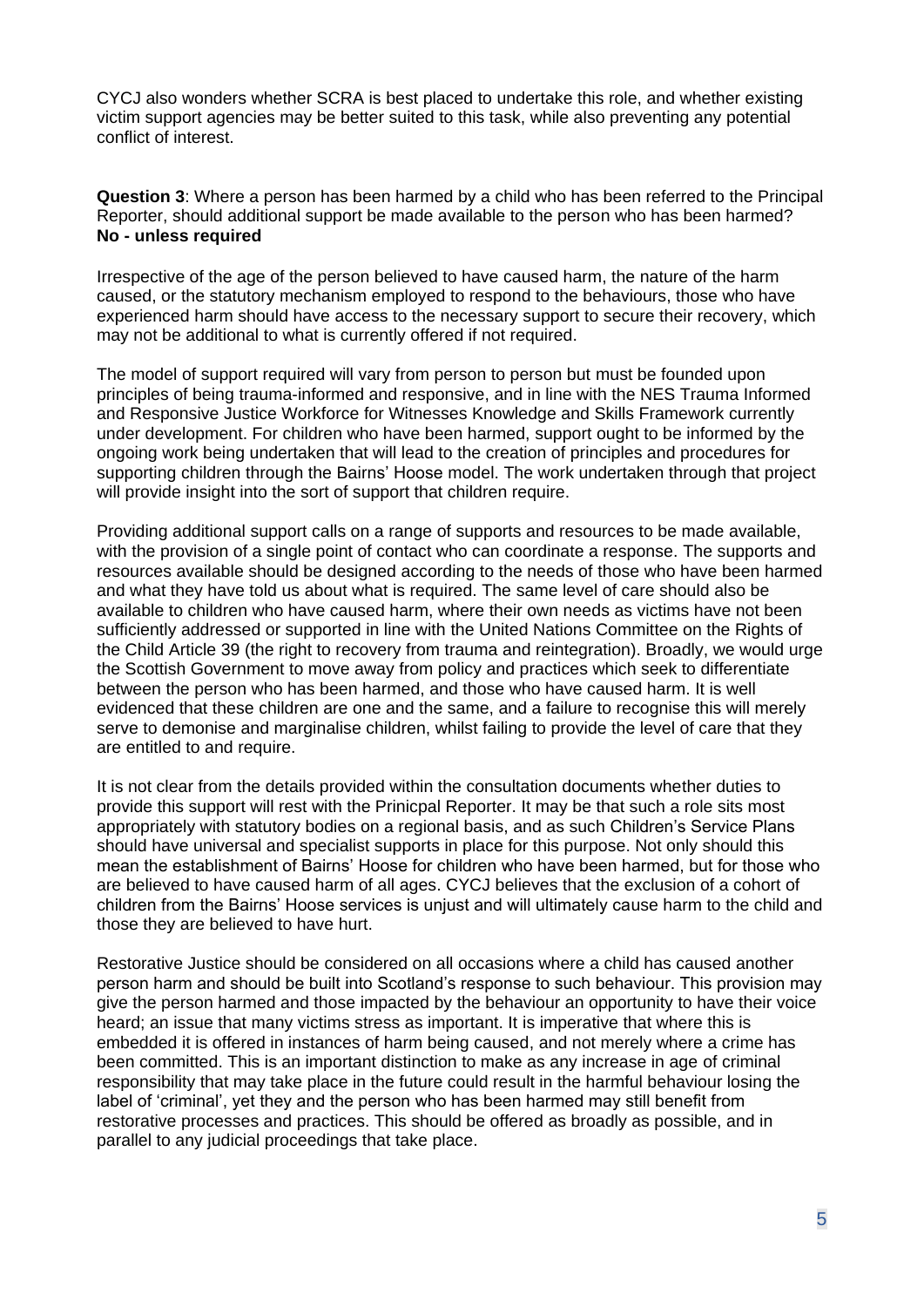CYCJ also wonders whether SCRA is best placed to undertake this role, and whether existing victim support agencies may be better suited to this task, while also preventing any potential conflict of interest.

**Question 3**: Where a person has been harmed by a child who has been referred to the Principal Reporter, should additional support be made available to the person who has been harmed? **No - unless required**

Irrespective of the age of the person believed to have caused harm, the nature of the harm caused, or the statutory mechanism employed to respond to the behaviours, those who have experienced harm should have access to the necessary support to secure their recovery, which may not be additional to what is currently offered if not required.

The model of support required will vary from person to person but must be founded upon principles of being trauma-informed and responsive, and in line with the NES Trauma Informed and Responsive Justice Workforce for Witnesses Knowledge and Skills Framework currently under development. For children who have been harmed, support ought to be informed by the ongoing work being undertaken that will lead to the creation of principles and procedures for supporting children through the Bairns' Hoose model. The work undertaken through that project will provide insight into the sort of support that children require.

Providing additional support calls on a range of supports and resources to be made available, with the provision of a single point of contact who can coordinate a response. The supports and resources available should be designed according to the needs of those who have been harmed and what they have told us about what is required. The same level of care should also be available to children who have caused harm, where their own needs as victims have not been sufficiently addressed or supported in line with the United Nations Committee on the Rights of the Child Article 39 (the right to recovery from trauma and reintegration). Broadly, we would urge the Scottish Government to move away from policy and practices which seek to differentiate between the person who has been harmed, and those who have caused harm. It is well evidenced that these children are one and the same, and a failure to recognise this will merely serve to demonise and marginalise children, whilst failing to provide the level of care that they are entitled to and require.

It is not clear from the details provided within the consultation documents whether duties to provide this support will rest with the Prinicpal Reporter. It may be that such a role sits most appropriately with statutory bodies on a regional basis, and as such Children's Service Plans should have universal and specialist supports in place for this purpose. Not only should this mean the establishment of Bairns' Hoose for children who have been harmed, but for those who are believed to have caused harm of all ages. CYCJ believes that the exclusion of a cohort of children from the Bairns' Hoose services is unjust and will ultimately cause harm to the child and those they are believed to have hurt.

Restorative Justice should be considered on all occasions where a child has caused another person harm and should be built into Scotland's response to such behaviour. This provision may give the person harmed and those impacted by the behaviour an opportunity to have their voice heard; an issue that many victims stress as important. It is imperative that where this is embedded it is offered in instances of harm being caused, and not merely where a crime has been committed. This is an important distinction to make as any increase in age of criminal responsibility that may take place in the future could result in the harmful behaviour losing the label of 'criminal', yet they and the person who has been harmed may still benefit from restorative processes and practices. This should be offered as broadly as possible, and in parallel to any judicial proceedings that take place.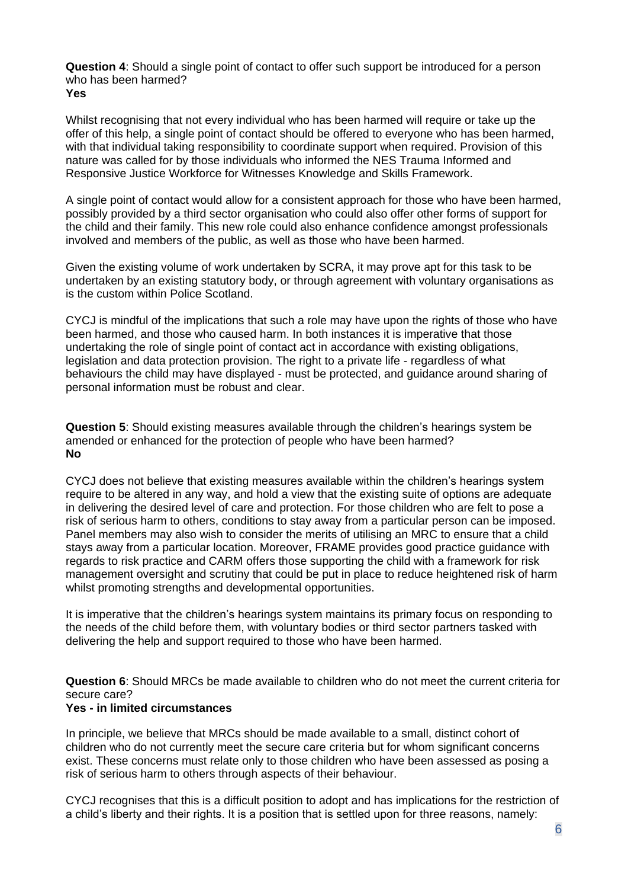**Question 4**: Should a single point of contact to offer such support be introduced for a person who has been harmed?
**Yes**

Whilst recognising that not every individual who has been harmed will require or take up the offer of this help, a single point of contact should be offered to everyone who has been harmed, with that individual taking responsibility to coordinate support when required. Provision of this nature was called for by those individuals who informed the NES Trauma Informed and Responsive Justice Workforce for Witnesses Knowledge and Skills Framework.

A single point of contact would allow for a consistent approach for those who have been harmed, possibly provided by a third sector organisation who could also offer other forms of support for the child and their family. This new role could also enhance confidence amongst professionals involved and members of the public, as well as those who have been harmed.

Given the existing volume of work undertaken by SCRA, it may prove apt for this task to be undertaken by an existing statutory body, or through agreement with voluntary organisations as is the custom within Police Scotland.

CYCJ is mindful of the implications that such a role may have upon the rights of those who have been harmed, and those who caused harm. In both instances it is imperative that those undertaking the role of single point of contact act in accordance with existing obligations, legislation and data protection provision. The right to a private life - regardless of what behaviours the child may have displayed - must be protected, and guidance around sharing of personal information must be robust and clear.

**Question 5**: Should existing measures available through the children's hearings system be amended or enhanced for the protection of people who have been harmed?
**No**

CYCJ does not believe that existing measures available within the children's hearings system require to be altered in any way, and hold a view that the existing suite of options are adequate in delivering the desired level of care and protection. For those children who are felt to pose a risk of serious harm to others, conditions to stay away from a particular person can be imposed. Panel members may also wish to consider the merits of utilising an MRC to ensure that a child stays away from a particular location. Moreover, FRAME provides good practice guidance with regards to risk practice and CARM offers those supporting the child with a framework for risk management oversight and scrutiny that could be put in place to reduce heightened risk of harm whilst promoting strengths and developmental opportunities.

It is imperative that the children's hearings system maintains its primary focus on responding to the needs of the child before them, with voluntary bodies or third sector partners tasked with delivering the help and support required to those who have been harmed.

**Question 6**: Should MRCs be made available to children who do not meet the current criteria for secure care?
**Yes - in limited circumstances**

In principle, we believe that MRCs should be made available to a small, distinct cohort of children who do not currently meet the secure care criteria but for whom significant concerns exist. These concerns must relate only to those children who have been assessed as posing a risk of serious harm to others through aspects of their behaviour.

CYCJ recognises that this is a difficult position to adopt and has implications for the restriction of a child's liberty and their rights. It is a position that is settled upon for three reasons, namely: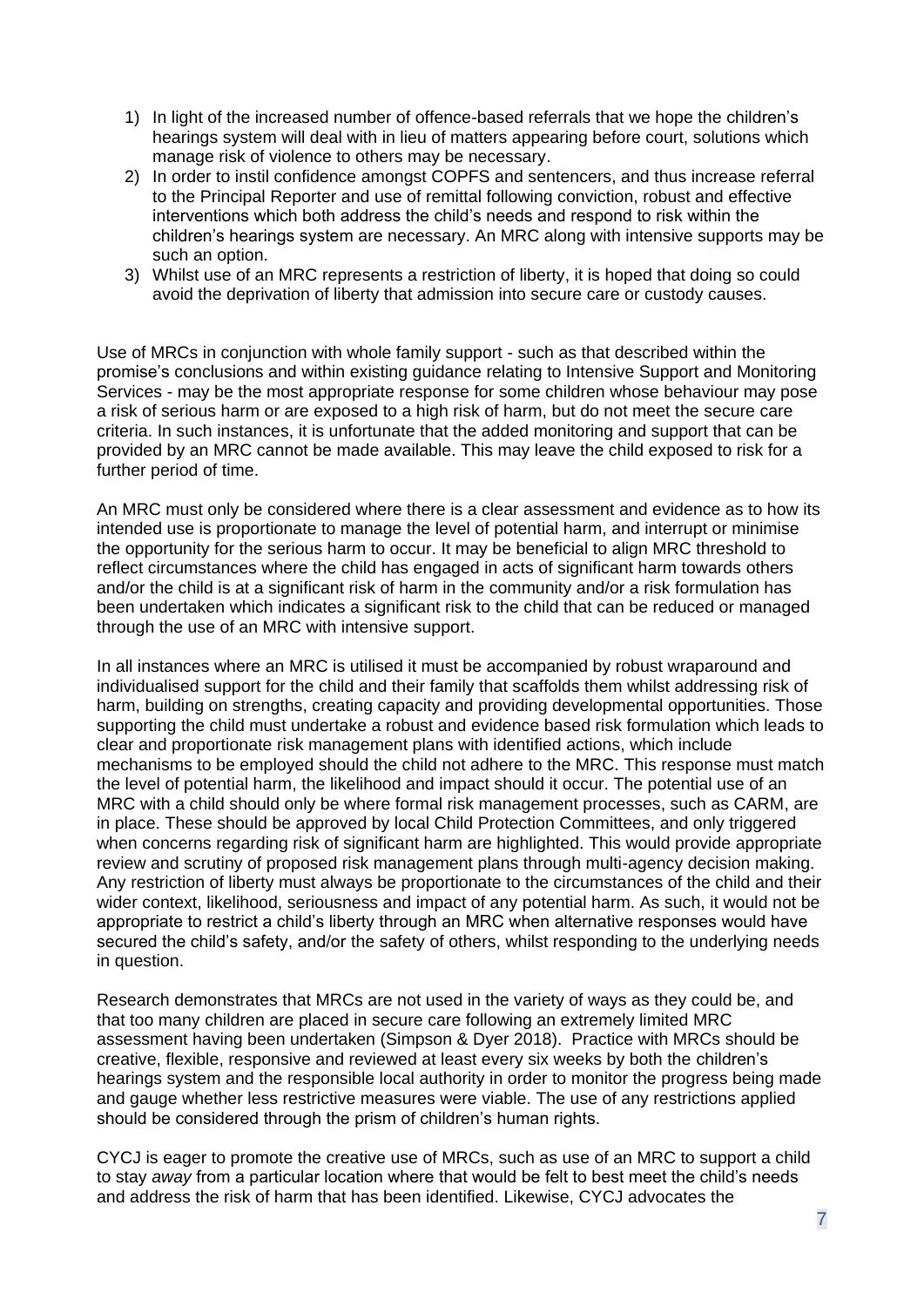1) In light of the increased number of offence-based referrals that we hope the children's hearings system will deal with in lieu of matters appearing before court, solutions which manage risk of violence to others may be necessary.
2) In order to instil confidence amongst COPFS and sentencers, and thus increase referral to the Principal Reporter and use of remittal following conviction, robust and effective interventions which both address the child's needs and respond to risk within the children's hearings system are necessary. An MRC along with intensive supports may be such an option.
3) Whilst use of an MRC represents a restriction of liberty, it is hoped that doing so could avoid the deprivation of liberty that admission into secure care or custody causes.

Use of MRCs in conjunction with whole family support - such as that described within the promise's conclusions and within existing guidance relating to Intensive Support and Monitoring Services - may be the most appropriate response for some children whose behaviour may pose a risk of serious harm or are exposed to a high risk of harm, but do not meet the secure care criteria. In such instances, it is unfortunate that the added monitoring and support that can be provided by an MRC cannot be made available. This may leave the child exposed to risk for a further period of time.

An MRC must only be considered where there is a clear assessment and evidence as to how its intended use is proportionate to manage the level of potential harm, and interrupt or minimise the opportunity for the serious harm to occur. It may be beneficial to align MRC threshold to reflect circumstances where the child has engaged in acts of significant harm towards others and/or the child is at a significant risk of harm in the community and/or a risk formulation has been undertaken which indicates a significant risk to the child that can be reduced or managed through the use of an MRC with intensive support.

In all instances where an MRC is utilised it must be accompanied by robust wraparound and individualised support for the child and their family that scaffolds them whilst addressing risk of harm, building on strengths, creating capacity and providing developmental opportunities. Those supporting the child must undertake a robust and evidence based risk formulation which leads to clear and proportionate risk management plans with identified actions, which include mechanisms to be employed should the child not adhere to the MRC. This response must match the level of potential harm, the likelihood and impact should it occur. The potential use of an MRC with a child should only be where formal risk management processes, such as CARM, are in place. These should be approved by local Child Protection Committees, and only triggered when concerns regarding risk of significant harm are highlighted. This would provide appropriate review and scrutiny of proposed risk management plans through multi-agency decision making. Any restriction of liberty must always be proportionate to the circumstances of the child and their wider context, likelihood, seriousness and impact of any potential harm. As such, it would not be appropriate to restrict a child's liberty through an MRC when alternative responses would have secured the child's safety, and/or the safety of others, whilst responding to the underlying needs in question.

Research demonstrates that MRCs are not used in the variety of ways as they could be, and that too many children are placed in secure care following an extremely limited MRC assessment having been undertaken (Simpson & Dyer 2018). Practice with MRCs should be creative, flexible, responsive and reviewed at least every six weeks by both the children's hearings system and the responsible local authority in order to monitor the progress being made and gauge whether less restrictive measures were viable. The use of any restrictions applied should be considered through the prism of children's human rights.

CYCJ is eager to promote the creative use of MRCs, such as use of an MRC to support a child to stay *away* from a particular location where that would be felt to best meet the child's needs and address the risk of harm that has been identified. Likewise, CYCJ advocates the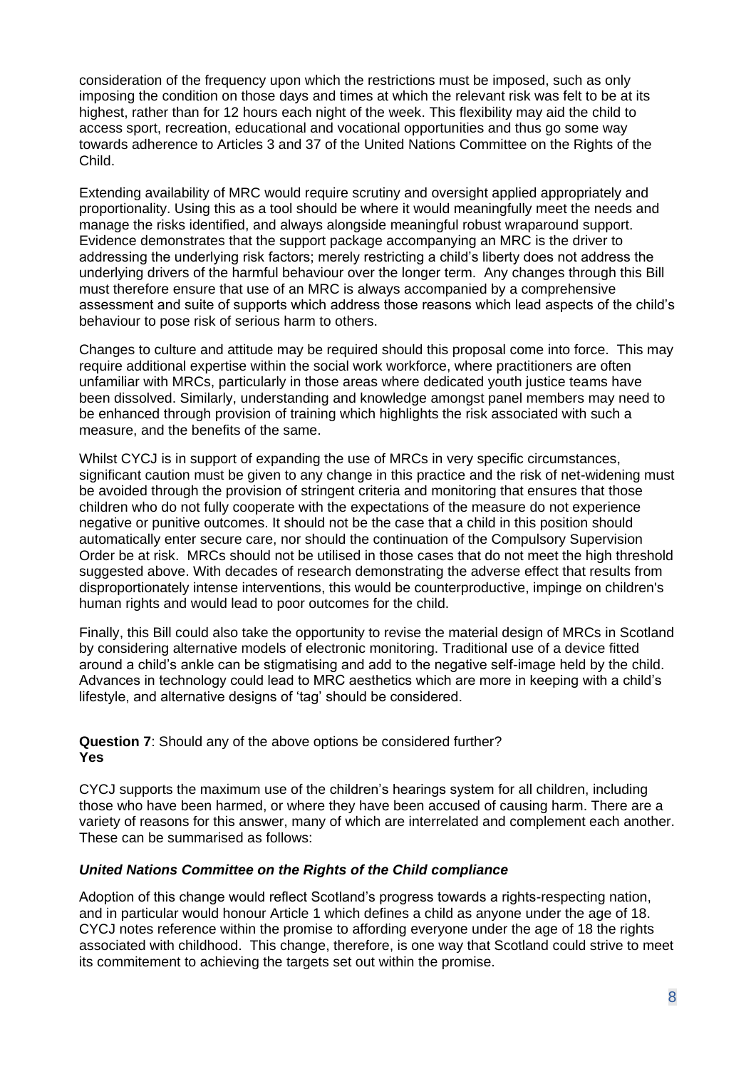consideration of the frequency upon which the restrictions must be imposed, such as only imposing the condition on those days and times at which the relevant risk was felt to be at its highest, rather than for 12 hours each night of the week. This flexibility may aid the child to access sport, recreation, educational and vocational opportunities and thus go some way towards adherence to Articles 3 and 37 of the United Nations Committee on the Rights of the Child.

Extending availability of MRC would require scrutiny and oversight applied appropriately and proportionality. Using this as a tool should be where it would meaningfully meet the needs and manage the risks identified, and always alongside meaningful robust wraparound support. Evidence demonstrates that the support package accompanying an MRC is the driver to addressing the underlying risk factors; merely restricting a child's liberty does not address the underlying drivers of the harmful behaviour over the longer term. Any changes through this Bill must therefore ensure that use of an MRC is always accompanied by a comprehensive assessment and suite of supports which address those reasons which lead aspects of the child's behaviour to pose risk of serious harm to others.

Changes to culture and attitude may be required should this proposal come into force. This may require additional expertise within the social work workforce, where practitioners are often unfamiliar with MRCs, particularly in those areas where dedicated youth justice teams have been dissolved. Similarly, understanding and knowledge amongst panel members may need to be enhanced through provision of training which highlights the risk associated with such a measure, and the benefits of the same.

Whilst CYCJ is in support of expanding the use of MRCs in very specific circumstances, significant caution must be given to any change in this practice and the risk of net-widening must be avoided through the provision of stringent criteria and monitoring that ensures that those children who do not fully cooperate with the expectations of the measure do not experience negative or punitive outcomes. It should not be the case that a child in this position should automatically enter secure care, nor should the continuation of the Compulsory Supervision Order be at risk. MRCs should not be utilised in those cases that do not meet the high threshold suggested above. With decades of research demonstrating the adverse effect that results from disproportionately intense interventions, this would be counterproductive, impinge on children's human rights and would lead to poor outcomes for the child.

Finally, this Bill could also take the opportunity to revise the material design of MRCs in Scotland by considering alternative models of electronic monitoring. Traditional use of a device fitted around a child's ankle can be stigmatising and add to the negative self-image held by the child. Advances in technology could lead to MRC aesthetics which are more in keeping with a child's lifestyle, and alternative designs of 'tag' should be considered.

**Question 7**: Should any of the above options be considered further?
**Yes**

CYCJ supports the maximum use of the children's hearings system for all children, including those who have been harmed, or where they have been accused of causing harm. There are a variety of reasons for this answer, many of which are interrelated and complement each another. These can be summarised as follows:

***United Nations Committee on the Rights of the Child compliance***

Adoption of this change would reflect Scotland's progress towards a rights-respecting nation, and in particular would honour Article 1 which defines a child as anyone under the age of 18. CYCJ notes reference within the promise to affording everyone under the age of 18 the rights associated with childhood. This change, therefore, is one way that Scotland could strive to meet its commitement to achieving the targets set out within the promise.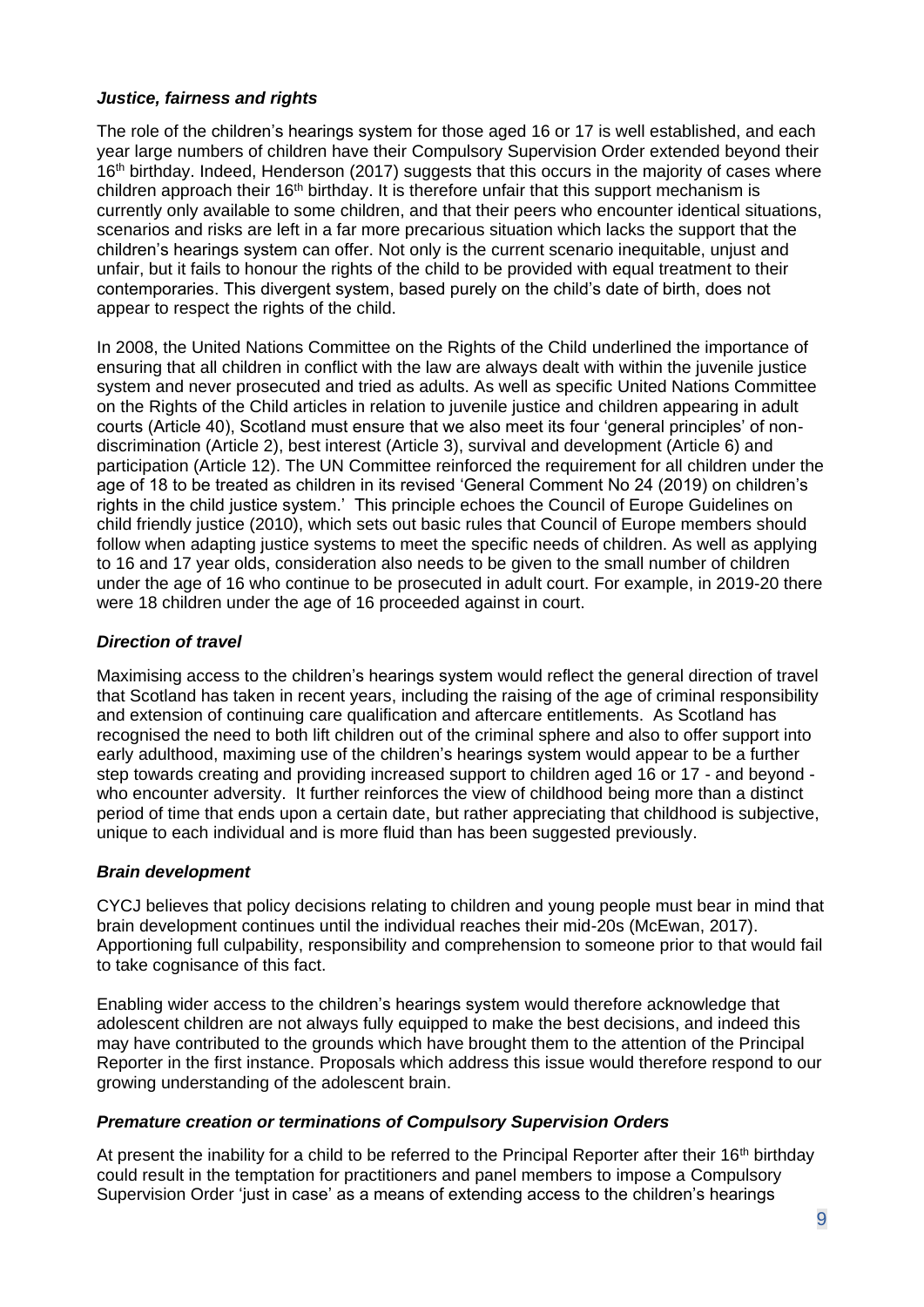### *Justice, fairness and rights*

The role of the children's hearings system for those aged 16 or 17 is well established, and each year large numbers of children have their Compulsory Supervision Order extended beyond their 16th birthday. Indeed, Henderson (2017) suggests that this occurs in the majority of cases where children approach their 16th birthday. It is therefore unfair that this support mechanism is currently only available to some children, and that their peers who encounter identical situations, scenarios and risks are left in a far more precarious situation which lacks the support that the children's hearings system can offer. Not only is the current scenario inequitable, unjust and unfair, but it fails to honour the rights of the child to be provided with equal treatment to their contemporaries. This divergent system, based purely on the child's date of birth, does not appear to respect the rights of the child.

In 2008, the United Nations Committee on the Rights of the Child underlined the importance of ensuring that all children in conflict with the law are always dealt with within the juvenile justice system and never prosecuted and tried as adults. As well as specific United Nations Committee on the Rights of the Child articles in relation to juvenile justice and children appearing in adult courts (Article 40), Scotland must ensure that we also meet its four 'general principles' of non-discrimination (Article 2), best interest (Article 3), survival and development (Article 6) and participation (Article 12). The UN Committee reinforced the requirement for all children under the age of 18 to be treated as children in its revised 'General Comment No 24 (2019) on children's rights in the child justice system.' This principle echoes the Council of Europe Guidelines on child friendly justice (2010), which sets out basic rules that Council of Europe members should follow when adapting justice systems to meet the specific needs of children. As well as applying to 16 and 17 year olds, consideration also needs to be given to the small number of children under the age of 16 who continue to be prosecuted in adult court. For example, in 2019-20 there were 18 children under the age of 16 proceeded against in court.

### *Direction of travel*

Maximising access to the children's hearings system would reflect the general direction of travel that Scotland has taken in recent years, including the raising of the age of criminal responsibility and extension of continuing care qualification and aftercare entitlements. As Scotland has recognised the need to both lift children out of the criminal sphere and also to offer support into early adulthood, maximing use of the children's hearings system would appear to be a further step towards creating and providing increased support to children aged 16 or 17 - and beyond - who encounter adversity. It further reinforces the view of childhood being more than a distinct period of time that ends upon a certain date, but rather appreciating that childhood is subjective, unique to each individual and is more fluid than has been suggested previously.

### *Brain development*

CYCJ believes that policy decisions relating to children and young people must bear in mind that brain development continues until the individual reaches their mid-20s (McEwan, 2017). Apportioning full culpability, responsibility and comprehension to someone prior to that would fail to take cognisance of this fact.

Enabling wider access to the children's hearings system would therefore acknowledge that adolescent children are not always fully equipped to make the best decisions, and indeed this may have contributed to the grounds which have brought them to the attention of the Principal Reporter in the first instance. Proposals which address this issue would therefore respond to our growing understanding of the adolescent brain.

### *Premature creation or terminations of Compulsory Supervision Orders*

At present the inability for a child to be referred to the Principal Reporter after their 16th birthday could result in the temptation for practitioners and panel members to impose a Compulsory Supervision Order 'just in case' as a means of extending access to the children's hearings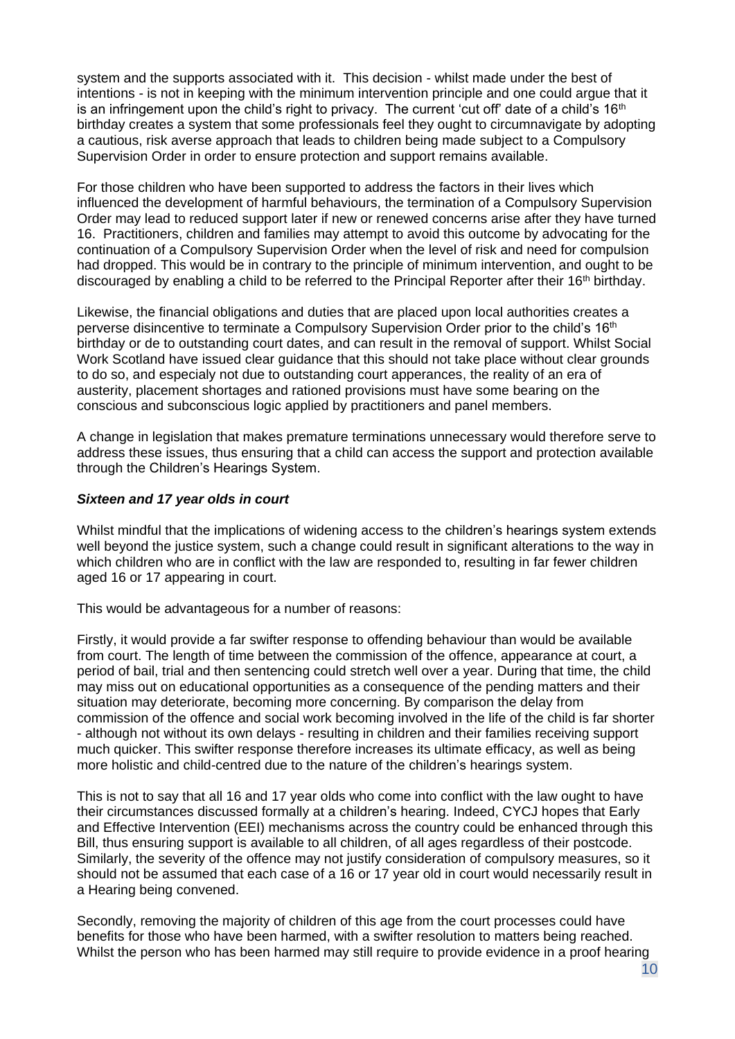system and the supports associated with it. This decision - whilst made under the best of intentions - is not in keeping with the minimum intervention principle and one could argue that it is an infringement upon the child's right to privacy. The current 'cut off' date of a child's 16th birthday creates a system that some professionals feel they ought to circumnavigate by adopting a cautious, risk averse approach that leads to children being made subject to a Compulsory Supervision Order in order to ensure protection and support remains available.

For those children who have been supported to address the factors in their lives which influenced the development of harmful behaviours, the termination of a Compulsory Supervision Order may lead to reduced support later if new or renewed concerns arise after they have turned 16. Practitioners, children and families may attempt to avoid this outcome by advocating for the continuation of a Compulsory Supervision Order when the level of risk and need for compulsion had dropped. This would be in contrary to the principle of minimum intervention, and ought to be discouraged by enabling a child to be referred to the Principal Reporter after their 16th birthday.

Likewise, the financial obligations and duties that are placed upon local authorities creates a perverse disincentive to terminate a Compulsory Supervision Order prior to the child's 16th birthday or de to outstanding court dates, and can result in the removal of support. Whilst Social Work Scotland have issued clear guidance that this should not take place without clear grounds to do so, and especialy not due to outstanding court apperances, the reality of an era of austerity, placement shortages and rationed provisions must have some bearing on the conscious and subconscious logic applied by practitioners and panel members.

A change in legislation that makes premature terminations unnecessary would therefore serve to address these issues, thus ensuring that a child can access the support and protection available through the Children's Hearings System.

***Sixteen and 17 year olds in court***

Whilst mindful that the implications of widening access to the children's hearings system extends well beyond the justice system, such a change could result in significant alterations to the way in which children who are in conflict with the law are responded to, resulting in far fewer children aged 16 or 17 appearing in court.

This would be advantageous for a number of reasons:

Firstly, it would provide a far swifter response to offending behaviour than would be available from court. The length of time between the commission of the offence, appearance at court, a period of bail, trial and then sentencing could stretch well over a year. During that time, the child may miss out on educational opportunities as a consequence of the pending matters and their situation may deteriorate, becoming more concerning. By comparison the delay from commission of the offence and social work becoming involved in the life of the child is far shorter - although not without its own delays - resulting in children and their families receiving support much quicker. This swifter response therefore increases its ultimate efficacy, as well as being more holistic and child-centred due to the nature of the children's hearings system.

This is not to say that all 16 and 17 year olds who come into conflict with the law ought to have their circumstances discussed formally at a children's hearing. Indeed, CYCJ hopes that Early and Effective Intervention (EEI) mechanisms across the country could be enhanced through this Bill, thus ensuring support is available to all children, of all ages regardless of their postcode. Similarly, the severity of the offence may not justify consideration of compulsory measures, so it should not be assumed that each case of a 16 or 17 year old in court would necessarily result in a Hearing being convened.

Secondly, removing the majority of children of this age from the court processes could have benefits for those who have been harmed, with a swifter resolution to matters being reached. Whilst the person who has been harmed may still require to provide evidence in a proof hearing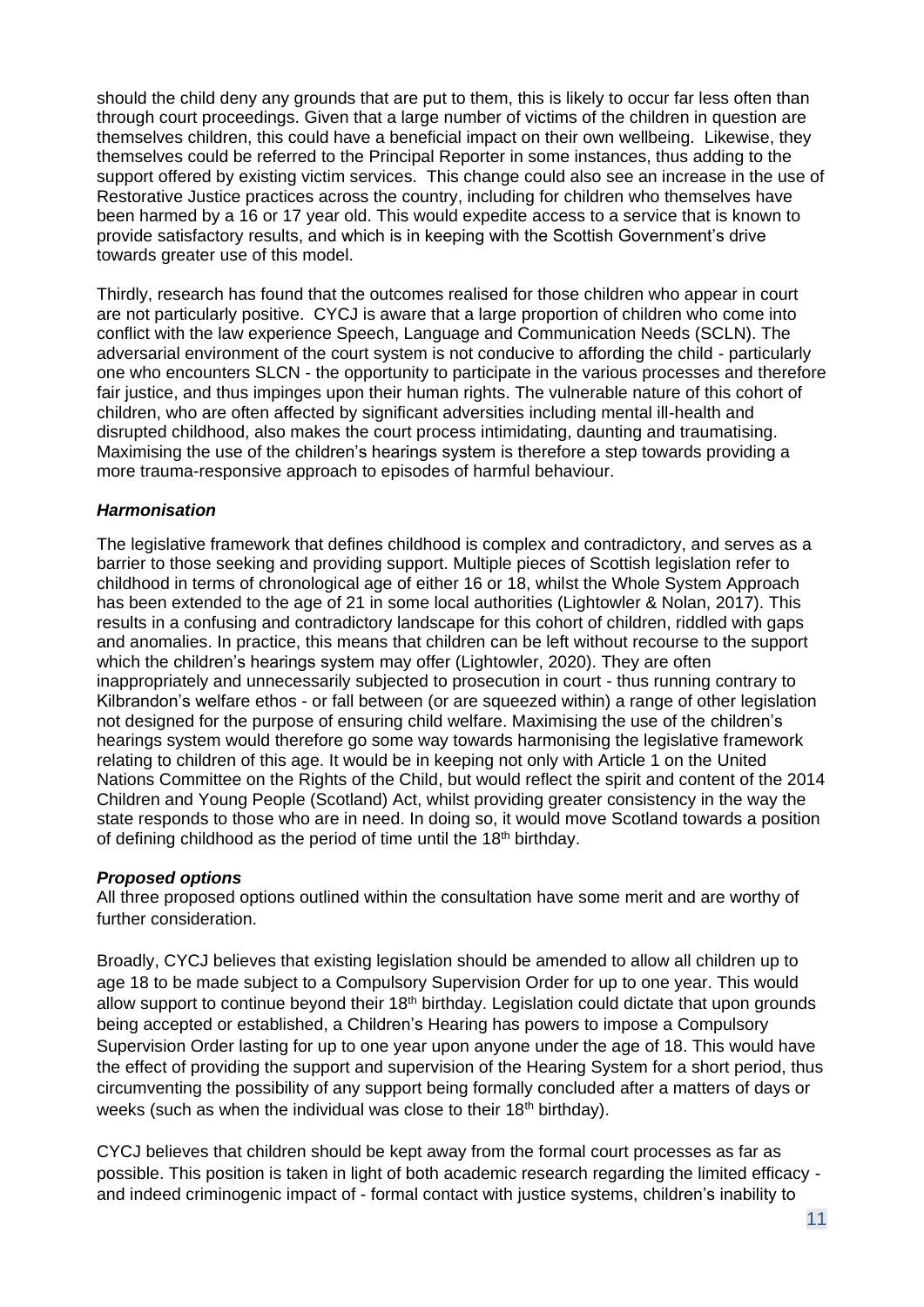should the child deny any grounds that are put to them, this is likely to occur far less often than through court proceedings. Given that a large number of victims of the children in question are themselves children, this could have a beneficial impact on their own wellbeing. Likewise, they themselves could be referred to the Principal Reporter in some instances, thus adding to the support offered by existing victim services. This change could also see an increase in the use of Restorative Justice practices across the country, including for children who themselves have been harmed by a 16 or 17 year old. This would expedite access to a service that is known to provide satisfactory results, and which is in keeping with the Scottish Government's drive towards greater use of this model.

Thirdly, research has found that the outcomes realised for those children who appear in court are not particularly positive. CYCJ is aware that a large proportion of children who come into conflict with the law experience Speech, Language and Communication Needs (SCLN). The adversarial environment of the court system is not conducive to affording the child - particularly one who encounters SLCN - the opportunity to participate in the various processes and therefore fair justice, and thus impinges upon their human rights. The vulnerable nature of this cohort of children, who are often affected by significant adversities including mental ill-health and disrupted childhood, also makes the court process intimidating, daunting and traumatising. Maximising the use of the children's hearings system is therefore a step towards providing a more trauma-responsive approach to episodes of harmful behaviour.

***Harmonisation***

The legislative framework that defines childhood is complex and contradictory, and serves as a barrier to those seeking and providing support. Multiple pieces of Scottish legislation refer to childhood in terms of chronological age of either 16 or 18, whilst the Whole System Approach has been extended to the age of 21 in some local authorities (Lightowler & Nolan, 2017). This results in a confusing and contradictory landscape for this cohort of children, riddled with gaps and anomalies. In practice, this means that children can be left without recourse to the support which the children's hearings system may offer (Lightowler, 2020). They are often inappropriately and unnecessarily subjected to prosecution in court - thus running contrary to Kilbrandon's welfare ethos - or fall between (or are squeezed within) a range of other legislation not designed for the purpose of ensuring child welfare. Maximising the use of the children's hearings system would therefore go some way towards harmonising the legislative framework relating to children of this age. It would be in keeping not only with Article 1 on the United Nations Committee on the Rights of the Child, but would reflect the spirit and content of the 2014 Children and Young People (Scotland) Act, whilst providing greater consistency in the way the state responds to those who are in need. In doing so, it would move Scotland towards a position of defining childhood as the period of time until the 18th birthday.

***Proposed options***

All three proposed options outlined within the consultation have some merit and are worthy of further consideration.

Broadly, CYCJ believes that existing legislation should be amended to allow all children up to age 18 to be made subject to a Compulsory Supervision Order for up to one year. This would allow support to continue beyond their 18th birthday. Legislation could dictate that upon grounds being accepted or established, a Children's Hearing has powers to impose a Compulsory Supervision Order lasting for up to one year upon anyone under the age of 18. This would have the effect of providing the support and supervision of the Hearing System for a short period, thus circumventing the possibility of any support being formally concluded after a matters of days or weeks (such as when the individual was close to their 18th birthday).

CYCJ believes that children should be kept away from the formal court processes as far as possible. This position is taken in light of both academic research regarding the limited efficacy - and indeed criminogenic impact of - formal contact with justice systems, children's inability to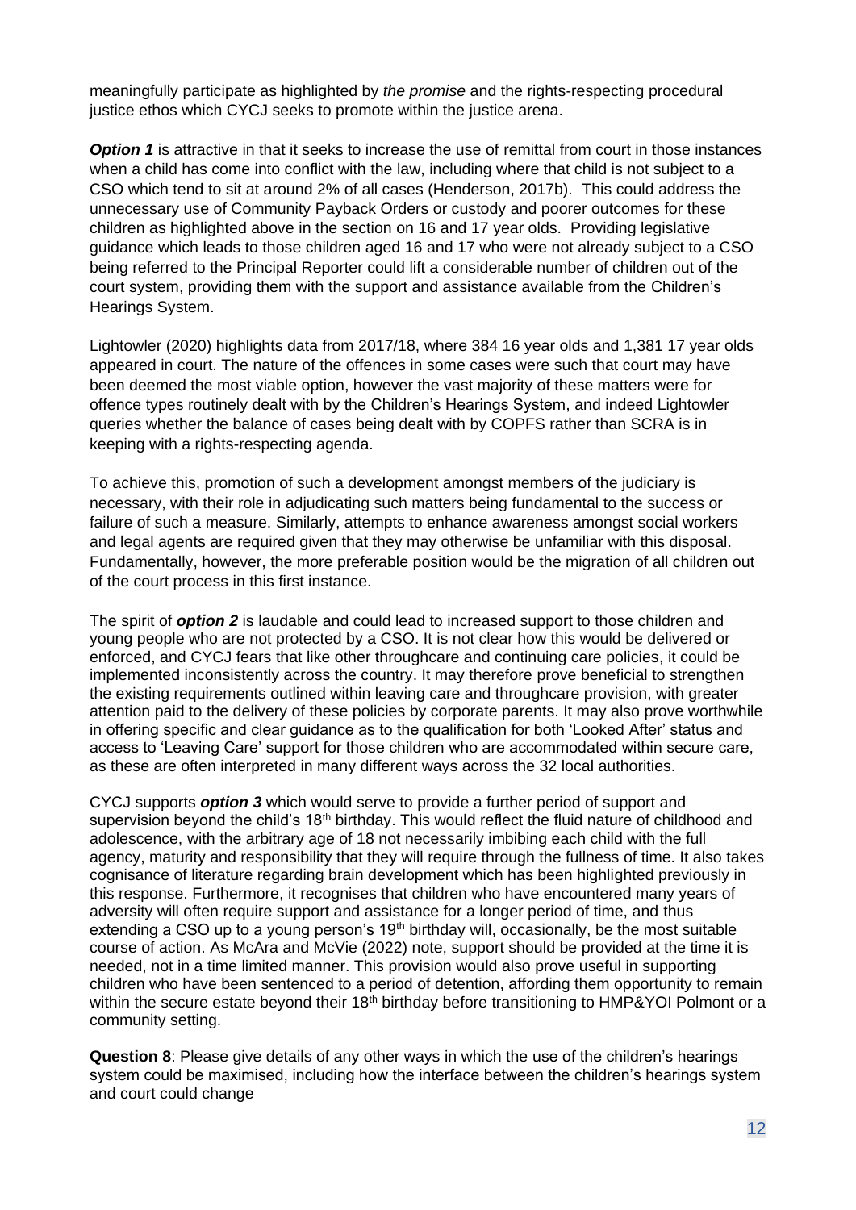meaningfully participate as highlighted by *the promise* and the rights-respecting procedural justice ethos which CYCJ seeks to promote within the justice arena.

***Option 1*** is attractive in that it seeks to increase the use of remittal from court in those instances when a child has come into conflict with the law, including where that child is not subject to a CSO which tend to sit at around 2% of all cases (Henderson, 2017b). This could address the unnecessary use of Community Payback Orders or custody and poorer outcomes for these children as highlighted above in the section on 16 and 17 year olds. Providing legislative guidance which leads to those children aged 16 and 17 who were not already subject to a CSO being referred to the Principal Reporter could lift a considerable number of children out of the court system, providing them with the support and assistance available from the Children's Hearings System.

Lightowler (2020) highlights data from 2017/18, where 384 16 year olds and 1,381 17 year olds appeared in court. The nature of the offences in some cases were such that court may have been deemed the most viable option, however the vast majority of these matters were for offence types routinely dealt with by the Children's Hearings System, and indeed Lightowler queries whether the balance of cases being dealt with by COPFS rather than SCRA is in keeping with a rights-respecting agenda.

To achieve this, promotion of such a development amongst members of the judiciary is necessary, with their role in adjudicating such matters being fundamental to the success or failure of such a measure. Similarly, attempts to enhance awareness amongst social workers and legal agents are required given that they may otherwise be unfamiliar with this disposal. Fundamentally, however, the more preferable position would be the migration of all children out of the court process in this first instance.

The spirit of ***option 2*** is laudable and could lead to increased support to those children and young people who are not protected by a CSO. It is not clear how this would be delivered or enforced, and CYCJ fears that like other throughcare and continuing care policies, it could be implemented inconsistently across the country. It may therefore prove beneficial to strengthen the existing requirements outlined within leaving care and throughcare provision, with greater attention paid to the delivery of these policies by corporate parents. It may also prove worthwhile in offering specific and clear guidance as to the qualification for both 'Looked After' status and access to 'Leaving Care' support for those children who are accommodated within secure care, as these are often interpreted in many different ways across the 32 local authorities.

CYCJ supports ***option 3*** which would serve to provide a further period of support and supervision beyond the child's 18th birthday. This would reflect the fluid nature of childhood and adolescence, with the arbitrary age of 18 not necessarily imbibing each child with the full agency, maturity and responsibility that they will require through the fullness of time. It also takes cognisance of literature regarding brain development which has been highlighted previously in this response. Furthermore, it recognises that children who have encountered many years of adversity will often require support and assistance for a longer period of time, and thus extending a CSO up to a young person's 19th birthday will, occasionally, be the most suitable course of action. As McAra and McVie (2022) note, support should be provided at the time it is needed, not in a time limited manner. This provision would also prove useful in supporting children who have been sentenced to a period of detention, affording them opportunity to remain within the secure estate beyond their 18th birthday before transitioning to HMP&YOI Polmont or a community setting.

**Question 8**: Please give details of any other ways in which the use of the children's hearings system could be maximised, including how the interface between the children's hearings system and court could change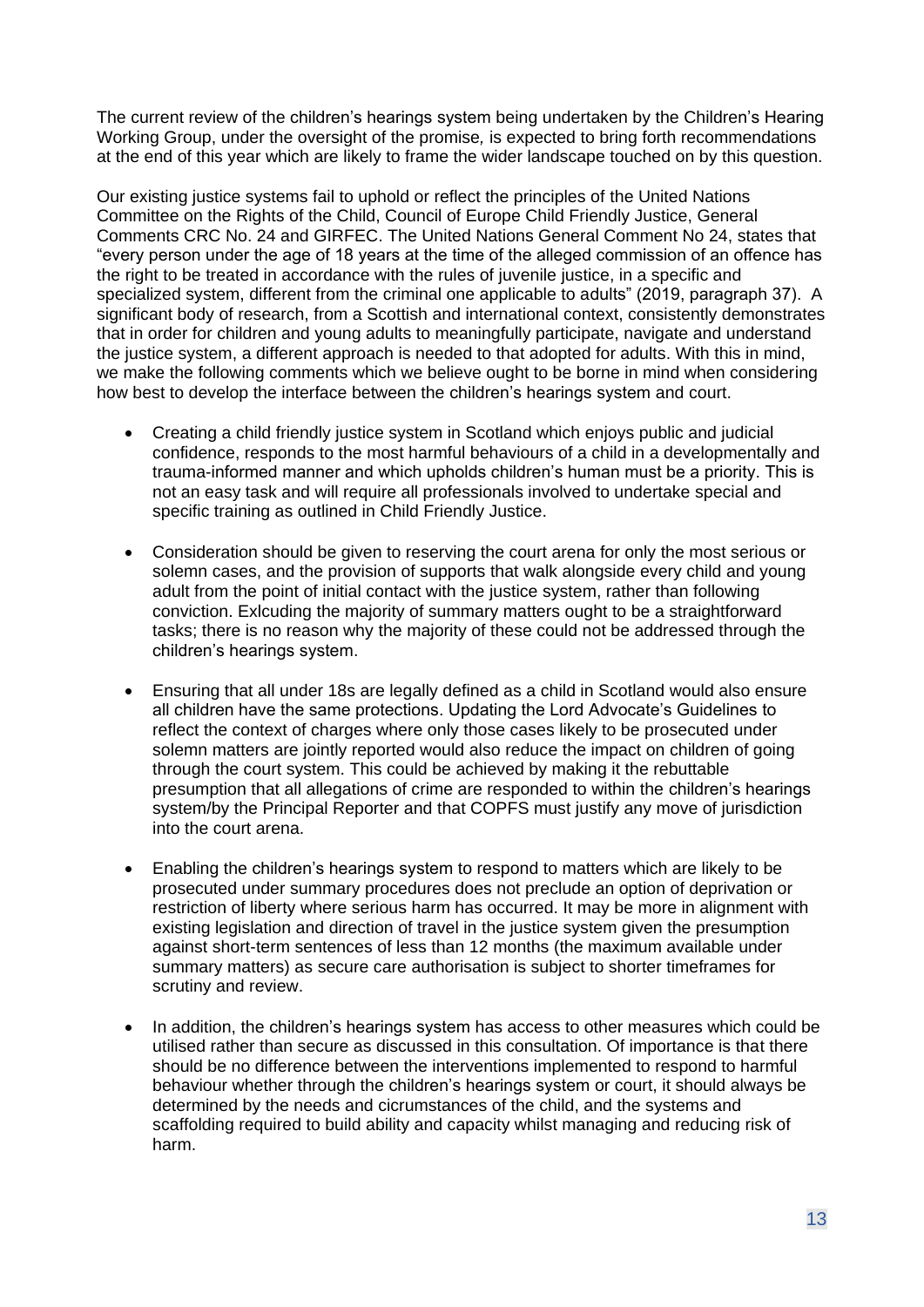The current review of the children's hearings system being undertaken by the Children's Hearing Working Group, under the oversight of the promise*,* is expected to bring forth recommendations at the end of this year which are likely to frame the wider landscape touched on by this question.

Our existing justice systems fail to uphold or reflect the principles of the United Nations Committee on the Rights of the Child, Council of Europe Child Friendly Justice, General Comments CRC No. 24 and GIRFEC. The United Nations General Comment No 24, states that "every person under the age of 18 years at the time of the alleged commission of an offence has the right to be treated in accordance with the rules of juvenile justice, in a specific and specialized system, different from the criminal one applicable to adults" (2019, paragraph 37). A significant body of research, from a Scottish and international context, consistently demonstrates that in order for children and young adults to meaningfully participate, navigate and understand the justice system, a different approach is needed to that adopted for adults. With this in mind, we make the following comments which we believe ought to be borne in mind when considering how best to develop the interface between the children's hearings system and court.

- Creating a child friendly justice system in Scotland which enjoys public and judicial confidence, responds to the most harmful behaviours of a child in a developmentally and trauma-informed manner and which upholds children's human must be a priority. This is not an easy task and will require all professionals involved to undertake special and specific training as outlined in Child Friendly Justice.

- Consideration should be given to reserving the court arena for only the most serious or solemn cases, and the provision of supports that walk alongside every child and young adult from the point of initial contact with the justice system, rather than following conviction. Exlcuding the majority of summary matters ought to be a straightforward tasks; there is no reason why the majority of these could not be addressed through the children's hearings system.

- Ensuring that all under 18s are legally defined as a child in Scotland would also ensure all children have the same protections. Updating the Lord Advocate's Guidelines to reflect the context of charges where only those cases likely to be prosecuted under solemn matters are jointly reported would also reduce the impact on children of going through the court system. This could be achieved by making it the rebuttable presumption that all allegations of crime are responded to within the children's hearings system/by the Principal Reporter and that COPFS must justify any move of jurisdiction into the court arena.

- Enabling the children's hearings system to respond to matters which are likely to be prosecuted under summary procedures does not preclude an option of deprivation or restriction of liberty where serious harm has occurred. It may be more in alignment with existing legislation and direction of travel in the justice system given the presumption against short-term sentences of less than 12 months (the maximum available under summary matters) as secure care authorisation is subject to shorter timeframes for scrutiny and review.

- In addition, the children's hearings system has access to other measures which could be utilised rather than secure as discussed in this consultation. Of importance is that there should be no difference between the interventions implemented to respond to harmful behaviour whether through the children's hearings system or court, it should always be determined by the needs and cicrumstances of the child, and the systems and scaffolding required to build ability and capacity whilst managing and reducing risk of harm.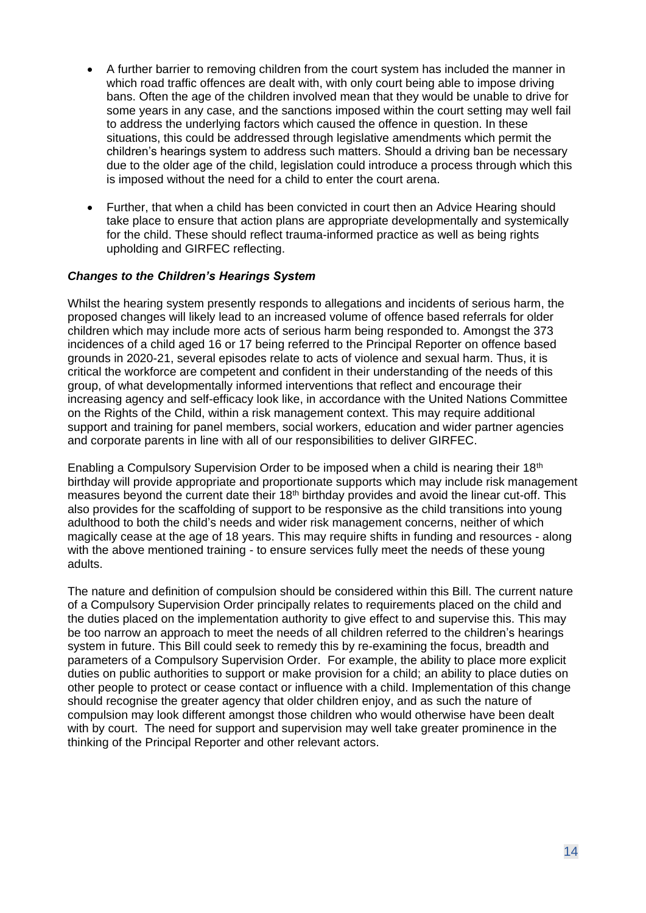- A further barrier to removing children from the court system has included the manner in which road traffic offences are dealt with, with only court being able to impose driving bans. Often the age of the children involved mean that they would be unable to drive for some years in any case, and the sanctions imposed within the court setting may well fail to address the underlying factors which caused the offence in question. In these situations, this could be addressed through legislative amendments which permit the children's hearings system to address such matters. Should a driving ban be necessary due to the older age of the child, legislation could introduce a process through which this is imposed without the need for a child to enter the court arena.

- Further, that when a child has been convicted in court then an Advice Hearing should take place to ensure that action plans are appropriate developmentally and systemically for the child. These should reflect trauma-informed practice as well as being rights upholding and GIRFEC reflecting.

***Changes to the Children's Hearings System***

Whilst the hearing system presently responds to allegations and incidents of serious harm, the proposed changes will likely lead to an increased volume of offence based referrals for older children which may include more acts of serious harm being responded to. Amongst the 373 incidences of a child aged 16 or 17 being referred to the Principal Reporter on offence based grounds in 2020-21, several episodes relate to acts of violence and sexual harm. Thus, it is critical the workforce are competent and confident in their understanding of the needs of this group, of what developmentally informed interventions that reflect and encourage their increasing agency and self-efficacy look like, in accordance with the United Nations Committee on the Rights of the Child, within a risk management context. This may require additional support and training for panel members, social workers, education and wider partner agencies and corporate parents in line with all of our responsibilities to deliver GIRFEC.

Enabling a Compulsory Supervision Order to be imposed when a child is nearing their 18th birthday will provide appropriate and proportionate supports which may include risk management measures beyond the current date their 18th birthday provides and avoid the linear cut-off. This also provides for the scaffolding of support to be responsive as the child transitions into young adulthood to both the child's needs and wider risk management concerns, neither of which magically cease at the age of 18 years. This may require shifts in funding and resources - along with the above mentioned training - to ensure services fully meet the needs of these young adults.

The nature and definition of compulsion should be considered within this Bill. The current nature of a Compulsory Supervision Order principally relates to requirements placed on the child and the duties placed on the implementation authority to give effect to and supervise this. This may be too narrow an approach to meet the needs of all children referred to the children's hearings system in future. This Bill could seek to remedy this by re-examining the focus, breadth and parameters of a Compulsory Supervision Order. For example, the ability to place more explicit duties on public authorities to support or make provision for a child; an ability to place duties on other people to protect or cease contact or influence with a child. Implementation of this change should recognise the greater agency that older children enjoy, and as such the nature of compulsion may look different amongst those children who would otherwise have been dealt with by court. The need for support and supervision may well take greater prominence in the thinking of the Principal Reporter and other relevant actors.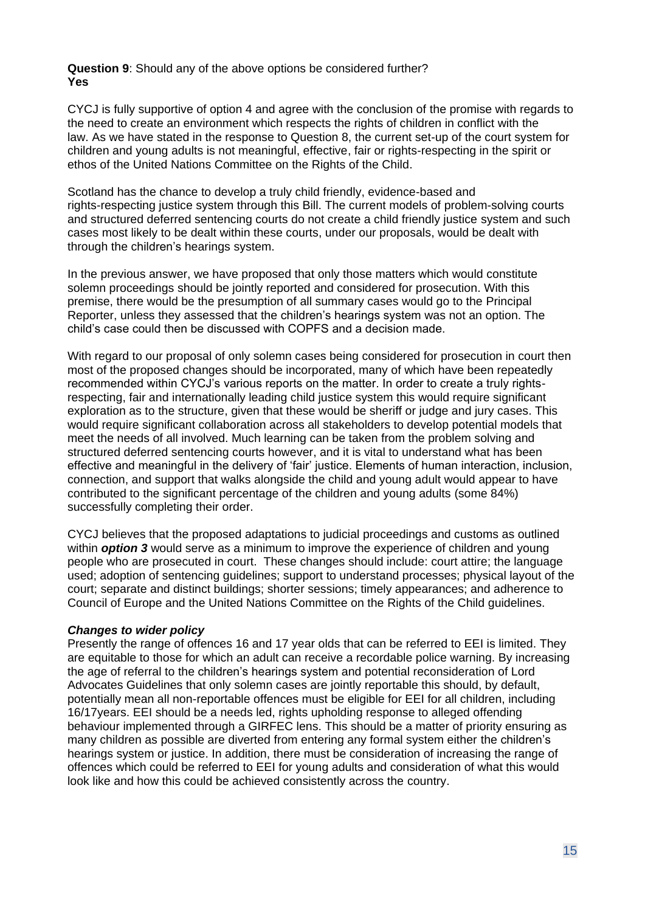**Question 9**: Should any of the above options be considered further?
**Yes**

CYCJ is fully supportive of option 4 and agree with the conclusion of the promise with regards to the need to create an environment which respects the rights of children in conflict with the law. As we have stated in the response to Question 8, the current set-up of the court system for children and young adults is not meaningful, effective, fair or rights-respecting in the spirit or ethos of the United Nations Committee on the Rights of the Child.

Scotland has the chance to develop a truly child friendly, evidence-based and rights-respecting justice system through this Bill. The current models of problem-solving courts and structured deferred sentencing courts do not create a child friendly justice system and such cases most likely to be dealt within these courts, under our proposals, would be dealt with through the children's hearings system.

In the previous answer, we have proposed that only those matters which would constitute solemn proceedings should be jointly reported and considered for prosecution. With this premise, there would be the presumption of all summary cases would go to the Principal Reporter, unless they assessed that the children's hearings system was not an option. The child's case could then be discussed with COPFS and a decision made.

With regard to our proposal of only solemn cases being considered for prosecution in court then most of the proposed changes should be incorporated, many of which have been repeatedly recommended within CYCJ's various reports on the matter. In order to create a truly rights-respecting, fair and internationally leading child justice system this would require significant exploration as to the structure, given that these would be sheriff or judge and jury cases. This would require significant collaboration across all stakeholders to develop potential models that meet the needs of all involved. Much learning can be taken from the problem solving and structured deferred sentencing courts however, and it is vital to understand what has been effective and meaningful in the delivery of 'fair' justice. Elements of human interaction, inclusion, connection, and support that walks alongside the child and young adult would appear to have contributed to the significant percentage of the children and young adults (some 84%) successfully completing their order.

CYCJ believes that the proposed adaptations to judicial proceedings and customs as outlined within ***option 3*** would serve as a minimum to improve the experience of children and young people who are prosecuted in court. These changes should include: court attire; the language used; adoption of sentencing guidelines; support to understand processes; physical layout of the court; separate and distinct buildings; shorter sessions; timely appearances; and adherence to Council of Europe and the United Nations Committee on the Rights of the Child guidelines.

***Changes to wider policy***
Presently the range of offences 16 and 17 year olds that can be referred to EEI is limited. They are equitable to those for which an adult can receive a recordable police warning. By increasing the age of referral to the children's hearings system and potential reconsideration of Lord Advocates Guidelines that only solemn cases are jointly reportable this should, by default, potentially mean all non-reportable offences must be eligible for EEI for all children, including 16/17years. EEI should be a needs led, rights upholding response to alleged offending behaviour implemented through a GIRFEC lens. This should be a matter of priority ensuring as many children as possible are diverted from entering any formal system either the children's hearings system or justice. In addition, there must be consideration of increasing the range of offences which could be referred to EEI for young adults and consideration of what this would look like and how this could be achieved consistently across the country.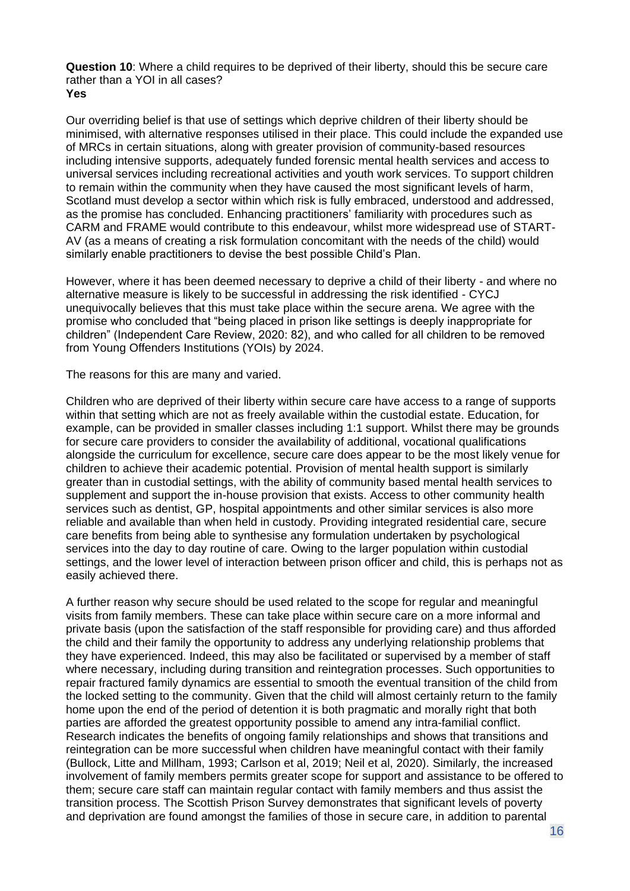**Question 10**: Where a child requires to be deprived of their liberty, should this be secure care rather than a YOI in all cases?
**Yes**

Our overriding belief is that use of settings which deprive children of their liberty should be minimised, with alternative responses utilised in their place. This could include the expanded use of MRCs in certain situations, along with greater provision of community-based resources including intensive supports, adequately funded forensic mental health services and access to universal services including recreational activities and youth work services. To support children to remain within the community when they have caused the most significant levels of harm, Scotland must develop a sector within which risk is fully embraced, understood and addressed, as the promise has concluded. Enhancing practitioners' familiarity with procedures such as CARM and FRAME would contribute to this endeavour, whilst more widespread use of START-AV (as a means of creating a risk formulation concomitant with the needs of the child) would similarly enable practitioners to devise the best possible Child's Plan.

However, where it has been deemed necessary to deprive a child of their liberty - and where no alternative measure is likely to be successful in addressing the risk identified - CYCJ unequivocally believes that this must take place within the secure arena. We agree with the promise who concluded that "being placed in prison like settings is deeply inappropriate for children" (Independent Care Review, 2020: 82), and who called for all children to be removed from Young Offenders Institutions (YOIs) by 2024.

The reasons for this are many and varied.

Children who are deprived of their liberty within secure care have access to a range of supports within that setting which are not as freely available within the custodial estate. Education, for example, can be provided in smaller classes including 1:1 support. Whilst there may be grounds for secure care providers to consider the availability of additional, vocational qualifications alongside the curriculum for excellence, secure care does appear to be the most likely venue for children to achieve their academic potential. Provision of mental health support is similarly greater than in custodial settings, with the ability of community based mental health services to supplement and support the in-house provision that exists. Access to other community health services such as dentist, GP, hospital appointments and other similar services is also more reliable and available than when held in custody. Providing integrated residential care, secure care benefits from being able to synthesise any formulation undertaken by psychological services into the day to day routine of care. Owing to the larger population within custodial settings, and the lower level of interaction between prison officer and child, this is perhaps not as easily achieved there.

A further reason why secure should be used related to the scope for regular and meaningful visits from family members. These can take place within secure care on a more informal and private basis (upon the satisfaction of the staff responsible for providing care) and thus afforded the child and their family the opportunity to address any underlying relationship problems that they have experienced. Indeed, this may also be facilitated or supervised by a member of staff where necessary, including during transition and reintegration processes. Such opportunities to repair fractured family dynamics are essential to smooth the eventual transition of the child from the locked setting to the community. Given that the child will almost certainly return to the family home upon the end of the period of detention it is both pragmatic and morally right that both parties are afforded the greatest opportunity possible to amend any intra-familial conflict. Research indicates the benefits of ongoing family relationships and shows that transitions and reintegration can be more successful when children have meaningful contact with their family (Bullock, Litte and Millham, 1993; Carlson et al, 2019; Neil et al, 2020). Similarly, the increased involvement of family members permits greater scope for support and assistance to be offered to them; secure care staff can maintain regular contact with family members and thus assist the transition process. The Scottish Prison Survey demonstrates that significant levels of poverty and deprivation are found amongst the families of those in secure care, in addition to parental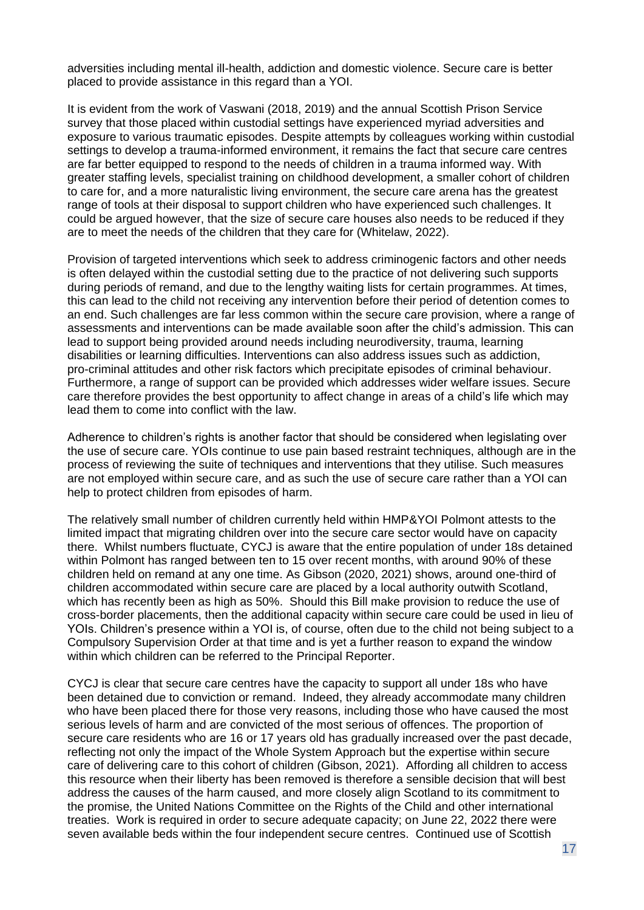adversities including mental ill-health, addiction and domestic violence. Secure care is better placed to provide assistance in this regard than a YOI.

It is evident from the work of Vaswani (2018, 2019) and the annual Scottish Prison Service survey that those placed within custodial settings have experienced myriad adversities and exposure to various traumatic episodes. Despite attempts by colleagues working within custodial settings to develop a trauma-informed environment, it remains the fact that secure care centres are far better equipped to respond to the needs of children in a trauma informed way. With greater staffing levels, specialist training on childhood development, a smaller cohort of children to care for, and a more naturalistic living environment, the secure care arena has the greatest range of tools at their disposal to support children who have experienced such challenges. It could be argued however, that the size of secure care houses also needs to be reduced if they are to meet the needs of the children that they care for (Whitelaw, 2022).

Provision of targeted interventions which seek to address criminogenic factors and other needs is often delayed within the custodial setting due to the practice of not delivering such supports during periods of remand, and due to the lengthy waiting lists for certain programmes. At times, this can lead to the child not receiving any intervention before their period of detention comes to an end. Such challenges are far less common within the secure care provision, where a range of assessments and interventions can be made available soon after the child's admission. This can lead to support being provided around needs including neurodiversity, trauma, learning disabilities or learning difficulties. Interventions can also address issues such as addiction, pro-criminal attitudes and other risk factors which precipitate episodes of criminal behaviour. Furthermore, a range of support can be provided which addresses wider welfare issues. Secure care therefore provides the best opportunity to affect change in areas of a child's life which may lead them to come into conflict with the law.

Adherence to children's rights is another factor that should be considered when legislating over the use of secure care. YOIs continue to use pain based restraint techniques, although are in the process of reviewing the suite of techniques and interventions that they utilise. Such measures are not employed within secure care, and as such the use of secure care rather than a YOI can help to protect children from episodes of harm.

The relatively small number of children currently held within HMP&YOI Polmont attests to the limited impact that migrating children over into the secure care sector would have on capacity there. Whilst numbers fluctuate, CYCJ is aware that the entire population of under 18s detained within Polmont has ranged between ten to 15 over recent months, with around 90% of these children held on remand at any one time. As Gibson (2020, 2021) shows, around one-third of children accommodated within secure care are placed by a local authority outwith Scotland, which has recently been as high as 50%. Should this Bill make provision to reduce the use of cross-border placements, then the additional capacity within secure care could be used in lieu of YOIs. Children's presence within a YOI is, of course, often due to the child not being subject to a Compulsory Supervision Order at that time and is yet a further reason to expand the window within which children can be referred to the Principal Reporter.

CYCJ is clear that secure care centres have the capacity to support all under 18s who have been detained due to conviction or remand. Indeed, they already accommodate many children who have been placed there for those very reasons, including those who have caused the most serious levels of harm and are convicted of the most serious of offences. The proportion of secure care residents who are 16 or 17 years old has gradually increased over the past decade, reflecting not only the impact of the Whole System Approach but the expertise within secure care of delivering care to this cohort of children (Gibson, 2021). Affording all children to access this resource when their liberty has been removed is therefore a sensible decision that will best address the causes of the harm caused, and more closely align Scotland to its commitment to *the promise*, the United Nations Committee on the Rights of the Child and other international treaties. Work is required in order to secure adequate capacity; on June 22, 2022 there were seven available beds within the four independent secure centres. Continued use of Scottish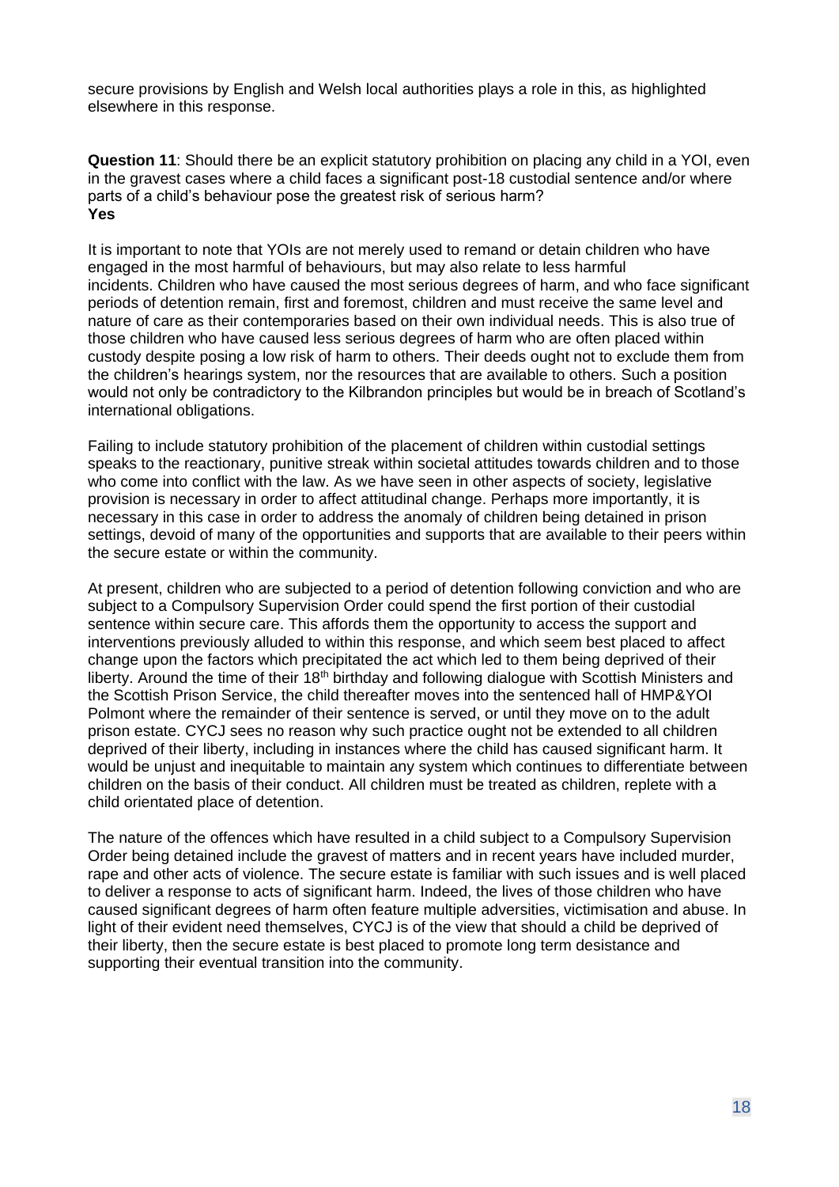secure provisions by English and Welsh local authorities plays a role in this, as highlighted elsewhere in this response.

**Question 11**: Should there be an explicit statutory prohibition on placing any child in a YOI, even in the gravest cases where a child faces a significant post-18 custodial sentence and/or where parts of a child's behaviour pose the greatest risk of serious harm?
**Yes**

It is important to note that YOIs are not merely used to remand or detain children who have engaged in the most harmful of behaviours, but may also relate to less harmful incidents. Children who have caused the most serious degrees of harm, and who face significant periods of detention remain, first and foremost, children and must receive the same level and nature of care as their contemporaries based on their own individual needs. This is also true of those children who have caused less serious degrees of harm who are often placed within custody despite posing a low risk of harm to others. Their deeds ought not to exclude them from the children's hearings system, nor the resources that are available to others. Such a position would not only be contradictory to the Kilbrandon principles but would be in breach of Scotland's international obligations.

Failing to include statutory prohibition of the placement of children within custodial settings speaks to the reactionary, punitive streak within societal attitudes towards children and to those who come into conflict with the law. As we have seen in other aspects of society, legislative provision is necessary in order to affect attitudinal change. Perhaps more importantly, it is necessary in this case in order to address the anomaly of children being detained in prison settings, devoid of many of the opportunities and supports that are available to their peers within the secure estate or within the community.

At present, children who are subjected to a period of detention following conviction and who are subject to a Compulsory Supervision Order could spend the first portion of their custodial sentence within secure care. This affords them the opportunity to access the support and interventions previously alluded to within this response, and which seem best placed to affect change upon the factors which precipitated the act which led to them being deprived of their liberty. Around the time of their 18th birthday and following dialogue with Scottish Ministers and the Scottish Prison Service, the child thereafter moves into the sentenced hall of HMP&YOI Polmont where the remainder of their sentence is served, or until they move on to the adult prison estate. CYCJ sees no reason why such practice ought not be extended to all children deprived of their liberty, including in instances where the child has caused significant harm. It would be unjust and inequitable to maintain any system which continues to differentiate between children on the basis of their conduct. All children must be treated as children, replete with a child orientated place of detention.

The nature of the offences which have resulted in a child subject to a Compulsory Supervision Order being detained include the gravest of matters and in recent years have included murder, rape and other acts of violence. The secure estate is familiar with such issues and is well placed to deliver a response to acts of significant harm. Indeed, the lives of those children who have caused significant degrees of harm often feature multiple adversities, victimisation and abuse. In light of their evident need themselves, CYCJ is of the view that should a child be deprived of their liberty, then the secure estate is best placed to promote long term desistance and supporting their eventual transition into the community.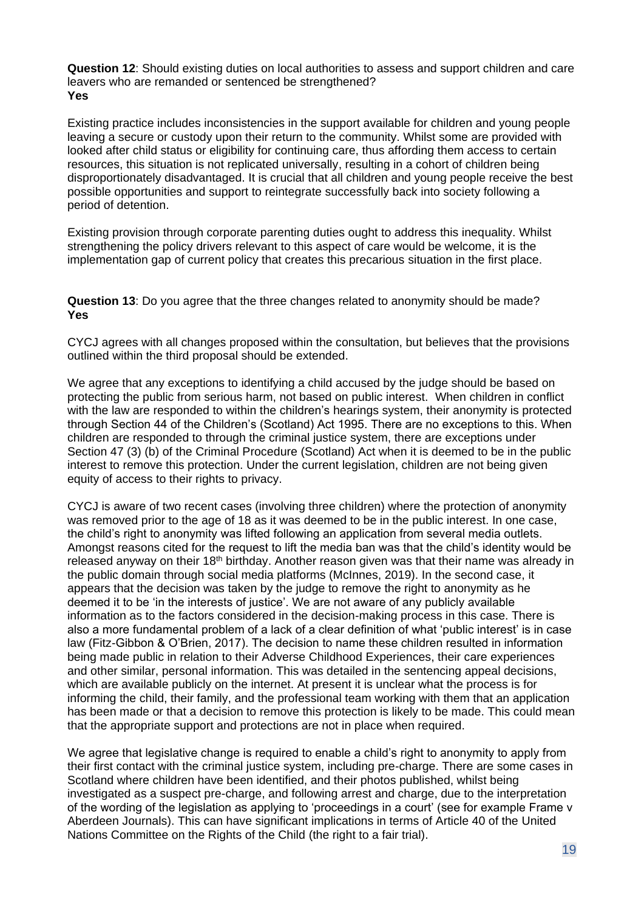**Question 12**: Should existing duties on local authorities to assess and support children and care leavers who are remanded or sentenced be strengthened?
**Yes**

Existing practice includes inconsistencies in the support available for children and young people leaving a secure or custody upon their return to the community. Whilst some are provided with looked after child status or eligibility for continuing care, thus affording them access to certain resources, this situation is not replicated universally, resulting in a cohort of children being disproportionately disadvantaged. It is crucial that all children and young people receive the best possible opportunities and support to reintegrate successfully back into society following a period of detention.

Existing provision through corporate parenting duties ought to address this inequality. Whilst strengthening the policy drivers relevant to this aspect of care would be welcome, it is the implementation gap of current policy that creates this precarious situation in the first place.

**Question 13**: Do you agree that the three changes related to anonymity should be made?
**Yes**

CYCJ agrees with all changes proposed within the consultation, but believes that the provisions outlined within the third proposal should be extended.

We agree that any exceptions to identifying a child accused by the judge should be based on protecting the public from serious harm, not based on public interest. When children in conflict with the law are responded to within the children's hearings system, their anonymity is protected through Section 44 of the Children's (Scotland) Act 1995. There are no exceptions to this. When children are responded to through the criminal justice system, there are exceptions under Section 47 (3) (b) of the Criminal Procedure (Scotland) Act when it is deemed to be in the public interest to remove this protection. Under the current legislation, children are not being given equity of access to their rights to privacy.

CYCJ is aware of two recent cases (involving three children) where the protection of anonymity was removed prior to the age of 18 as it was deemed to be in the public interest. In one case, the child's right to anonymity was lifted following an application from several media outlets. Amongst reasons cited for the request to lift the media ban was that the child's identity would be released anyway on their 18th birthday. Another reason given was that their name was already in the public domain through social media platforms (McInnes, 2019). In the second case, it appears that the decision was taken by the judge to remove the right to anonymity as he deemed it to be 'in the interests of justice'. We are not aware of any publicly available information as to the factors considered in the decision-making process in this case. There is also a more fundamental problem of a lack of a clear definition of what 'public interest' is in case law (Fitz-Gibbon & O'Brien, 2017). The decision to name these children resulted in information being made public in relation to their Adverse Childhood Experiences, their care experiences and other similar, personal information. This was detailed in the sentencing appeal decisions, which are available publicly on the internet. At present it is unclear what the process is for informing the child, their family, and the professional team working with them that an application has been made or that a decision to remove this protection is likely to be made. This could mean that the appropriate support and protections are not in place when required.

We agree that legislative change is required to enable a child's right to anonymity to apply from their first contact with the criminal justice system, including pre-charge. There are some cases in Scotland where children have been identified, and their photos published, whilst being investigated as a suspect pre-charge, and following arrest and charge, due to the interpretation of the wording of the legislation as applying to 'proceedings in a court' (see for example Frame v Aberdeen Journals). This can have significant implications in terms of Article 40 of the United Nations Committee on the Rights of the Child (the right to a fair trial).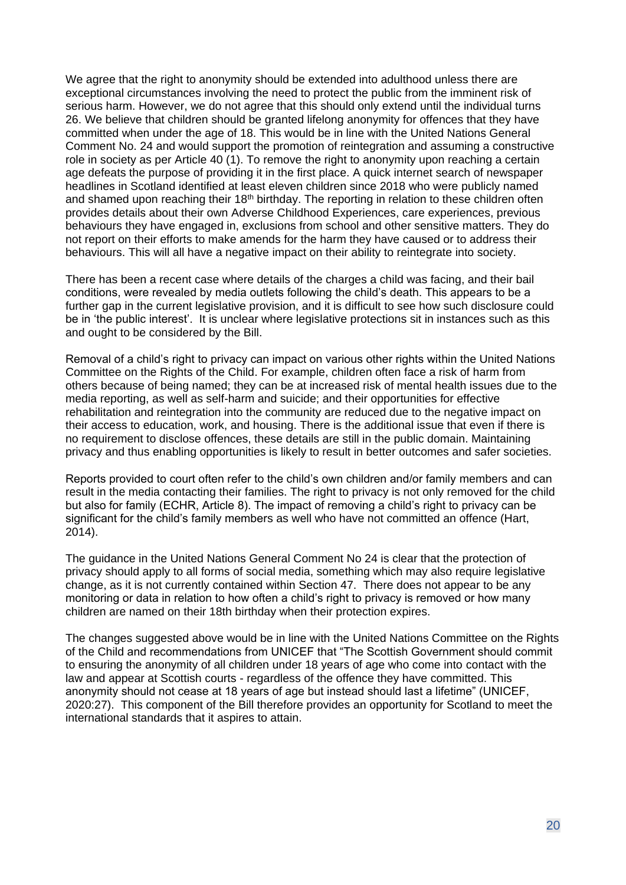We agree that the right to anonymity should be extended into adulthood unless there are exceptional circumstances involving the need to protect the public from the imminent risk of serious harm. However, we do not agree that this should only extend until the individual turns 26. We believe that children should be granted lifelong anonymity for offences that they have committed when under the age of 18. This would be in line with the United Nations General Comment No. 24 and would support the promotion of reintegration and assuming a constructive role in society as per Article 40 (1). To remove the right to anonymity upon reaching a certain age defeats the purpose of providing it in the first place. A quick internet search of newspaper headlines in Scotland identified at least eleven children since 2018 who were publicly named and shamed upon reaching their 18th birthday. The reporting in relation to these children often provides details about their own Adverse Childhood Experiences, care experiences, previous behaviours they have engaged in, exclusions from school and other sensitive matters. They do not report on their efforts to make amends for the harm they have caused or to address their behaviours. This will all have a negative impact on their ability to reintegrate into society.

There has been a recent case where details of the charges a child was facing, and their bail conditions, were revealed by media outlets following the child's death. This appears to be a further gap in the current legislative provision, and it is difficult to see how such disclosure could be in 'the public interest'. It is unclear where legislative protections sit in instances such as this and ought to be considered by the Bill.

Removal of a child's right to privacy can impact on various other rights within the United Nations Committee on the Rights of the Child. For example, children often face a risk of harm from others because of being named; they can be at increased risk of mental health issues due to the media reporting, as well as self-harm and suicide; and their opportunities for effective rehabilitation and reintegration into the community are reduced due to the negative impact on their access to education, work, and housing. There is the additional issue that even if there is no requirement to disclose offences, these details are still in the public domain. Maintaining privacy and thus enabling opportunities is likely to result in better outcomes and safer societies.

Reports provided to court often refer to the child's own children and/or family members and can result in the media contacting their families. The right to privacy is not only removed for the child but also for family (ECHR, Article 8). The impact of removing a child's right to privacy can be significant for the child's family members as well who have not committed an offence (Hart, 2014).

The guidance in the United Nations General Comment No 24 is clear that the protection of privacy should apply to all forms of social media, something which may also require legislative change, as it is not currently contained within Section 47. There does not appear to be any monitoring or data in relation to how often a child's right to privacy is removed or how many children are named on their 18th birthday when their protection expires.

The changes suggested above would be in line with the United Nations Committee on the Rights of the Child and recommendations from UNICEF that "The Scottish Government should commit to ensuring the anonymity of all children under 18 years of age who come into contact with the law and appear at Scottish courts - regardless of the offence they have committed. This anonymity should not cease at 18 years of age but instead should last a lifetime" (UNICEF, 2020:27). This component of the Bill therefore provides an opportunity for Scotland to meet the international standards that it aspires to attain.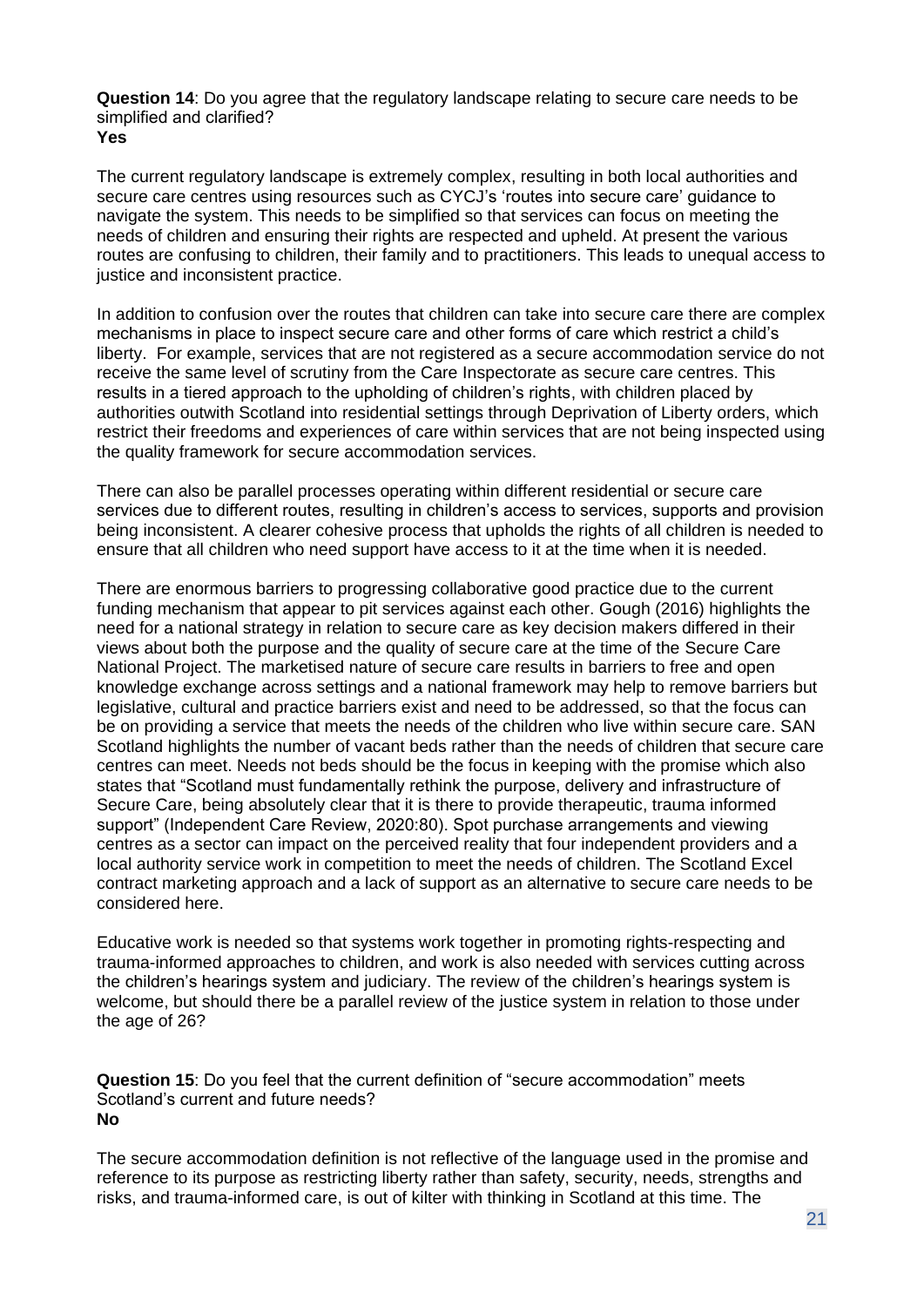**Question 14**: Do you agree that the regulatory landscape relating to secure care needs to be simplified and clarified?
**Yes**

The current regulatory landscape is extremely complex, resulting in both local authorities and secure care centres using resources such as CYCJ's 'routes into secure care' guidance to navigate the system. This needs to be simplified so that services can focus on meeting the needs of children and ensuring their rights are respected and upheld. At present the various routes are confusing to children, their family and to practitioners. This leads to unequal access to justice and inconsistent practice.

In addition to confusion over the routes that children can take into secure care there are complex mechanisms in place to inspect secure care and other forms of care which restrict a child's liberty. For example, services that are not registered as a secure accommodation service do not receive the same level of scrutiny from the Care Inspectorate as secure care centres. This results in a tiered approach to the upholding of children's rights, with children placed by authorities outwith Scotland into residential settings through Deprivation of Liberty orders, which restrict their freedoms and experiences of care within services that are not being inspected using the quality framework for secure accommodation services.

There can also be parallel processes operating within different residential or secure care services due to different routes, resulting in children's access to services, supports and provision being inconsistent. A clearer cohesive process that upholds the rights of all children is needed to ensure that all children who need support have access to it at the time when it is needed.

There are enormous barriers to progressing collaborative good practice due to the current funding mechanism that appear to pit services against each other. Gough (2016) highlights the need for a national strategy in relation to secure care as key decision makers differed in their views about both the purpose and the quality of secure care at the time of the Secure Care National Project. The marketised nature of secure care results in barriers to free and open knowledge exchange across settings and a national framework may help to remove barriers but legislative, cultural and practice barriers exist and need to be addressed, so that the focus can be on providing a service that meets the needs of the children who live within secure care. SAN Scotland highlights the number of vacant beds rather than the needs of children that secure care centres can meet. Needs not beds should be the focus in keeping with the promise which also states that "Scotland must fundamentally rethink the purpose, delivery and infrastructure of Secure Care, being absolutely clear that it is there to provide therapeutic, trauma informed support" (Independent Care Review, 2020:80). Spot purchase arrangements and viewing centres as a sector can impact on the perceived reality that four independent providers and a local authority service work in competition to meet the needs of children. The Scotland Excel contract marketing approach and a lack of support as an alternative to secure care needs to be considered here.

Educative work is needed so that systems work together in promoting rights-respecting and trauma-informed approaches to children, and work is also needed with services cutting across the children's hearings system and judiciary. The review of the children's hearings system is welcome, but should there be a parallel review of the justice system in relation to those under the age of 26?

**Question 15**: Do you feel that the current definition of "secure accommodation" meets Scotland's current and future needs?
**No**

The secure accommodation definition is not reflective of the language used in the promise and reference to its purpose as restricting liberty rather than safety, security, needs, strengths and risks, and trauma-informed care, is out of kilter with thinking in Scotland at this time. The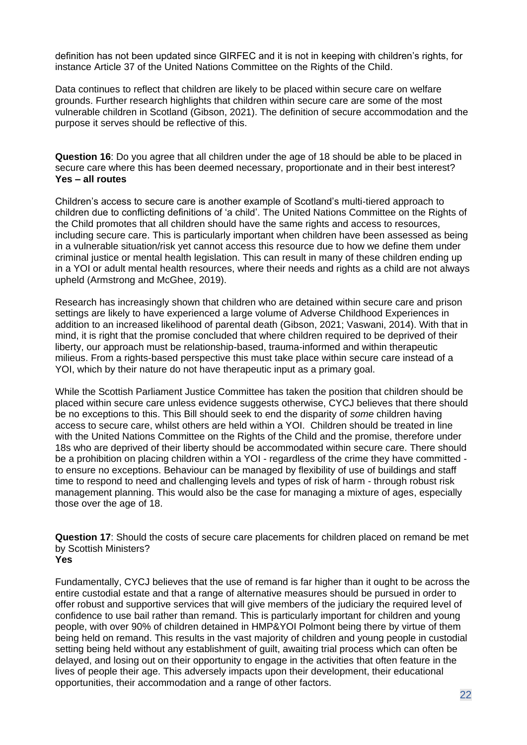definition has not been updated since GIRFEC and it is not in keeping with children's rights, for instance Article 37 of the United Nations Committee on the Rights of the Child.

Data continues to reflect that children are likely to be placed within secure care on welfare grounds. Further research highlights that children within secure care are some of the most vulnerable children in Scotland (Gibson, 2021). The definition of secure accommodation and the purpose it serves should be reflective of this.

**Question 16**: Do you agree that all children under the age of 18 should be able to be placed in secure care where this has been deemed necessary, proportionate and in their best interest?
**Yes – all routes**

Children's access to secure care is another example of Scotland's multi-tiered approach to children due to conflicting definitions of 'a child'. The United Nations Committee on the Rights of the Child promotes that all children should have the same rights and access to resources, including secure care. This is particularly important when children have been assessed as being in a vulnerable situation/risk yet cannot access this resource due to how we define them under criminal justice or mental health legislation. This can result in many of these children ending up in a YOI or adult mental health resources, where their needs and rights as a child are not always upheld (Armstrong and McGhee, 2019).

Research has increasingly shown that children who are detained within secure care and prison settings are likely to have experienced a large volume of Adverse Childhood Experiences in addition to an increased likelihood of parental death (Gibson, 2021; Vaswani, 2014). With that in mind, it is right that the promise concluded that where children required to be deprived of their liberty, our approach must be relationship-based, trauma-informed and within therapeutic milieus. From a rights-based perspective this must take place within secure care instead of a YOI, which by their nature do not have therapeutic input as a primary goal.

While the Scottish Parliament Justice Committee has taken the position that children should be placed within secure care unless evidence suggests otherwise, CYCJ believes that there should be no exceptions to this. This Bill should seek to end the disparity of *some* children having access to secure care, whilst others are held within a YOI. Children should be treated in line with the United Nations Committee on the Rights of the Child and the promise, therefore under 18s who are deprived of their liberty should be accommodated within secure care. There should be a prohibition on placing children within a YOI - regardless of the crime they have committed - to ensure no exceptions. Behaviour can be managed by flexibility of use of buildings and staff time to respond to need and challenging levels and types of risk of harm - through robust risk management planning. This would also be the case for managing a mixture of ages, especially those over the age of 18.

**Question 17**: Should the costs of secure care placements for children placed on remand be met by Scottish Ministers?
**Yes**

Fundamentally, CYCJ believes that the use of remand is far higher than it ought to be across the entire custodial estate and that a range of alternative measures should be pursued in order to offer robust and supportive services that will give members of the judiciary the required level of confidence to use bail rather than remand. This is particularly important for children and young people, with over 90% of children detained in HMP&YOI Polmont being there by virtue of them being held on remand. This results in the vast majority of children and young people in custodial setting being held without any establishment of guilt, awaiting trial process which can often be delayed, and losing out on their opportunity to engage in the activities that often feature in the lives of people their age. This adversely impacts upon their development, their educational opportunities, their accommodation and a range of other factors.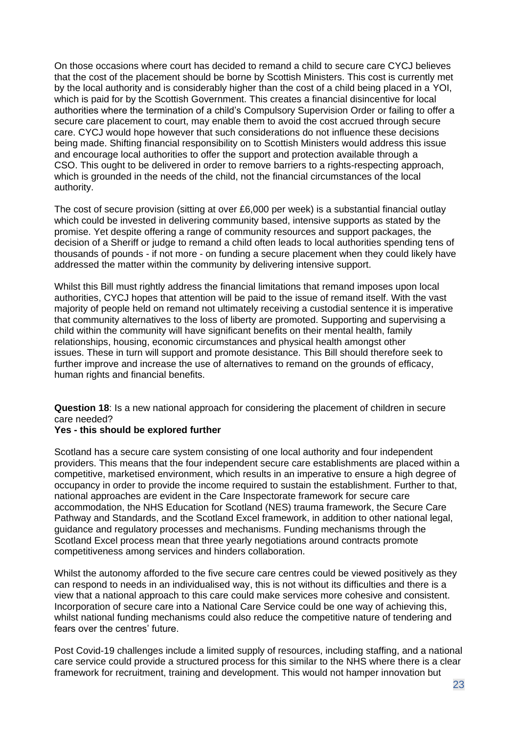On those occasions where court has decided to remand a child to secure care CYCJ believes that the cost of the placement should be borne by Scottish Ministers. This cost is currently met by the local authority and is considerably higher than the cost of a child being placed in a YOI, which is paid for by the Scottish Government. This creates a financial disincentive for local authorities where the termination of a child's Compulsory Supervision Order or failing to offer a secure care placement to court, may enable them to avoid the cost accrued through secure care. CYCJ would hope however that such considerations do not influence these decisions being made. Shifting financial responsibility on to Scottish Ministers would address this issue and encourage local authorities to offer the support and protection available through a CSO. This ought to be delivered in order to remove barriers to a rights-respecting approach, which is grounded in the needs of the child, not the financial circumstances of the local authority.

The cost of secure provision (sitting at over £6,000 per week) is a substantial financial outlay which could be invested in delivering community based, intensive supports as stated by the promise. Yet despite offering a range of community resources and support packages, the decision of a Sheriff or judge to remand a child often leads to local authorities spending tens of thousands of pounds - if not more - on funding a secure placement when they could likely have addressed the matter within the community by delivering intensive support.

Whilst this Bill must rightly address the financial limitations that remand imposes upon local authorities, CYCJ hopes that attention will be paid to the issue of remand itself. With the vast majority of people held on remand not ultimately receiving a custodial sentence it is imperative that community alternatives to the loss of liberty are promoted. Supporting and supervising a child within the community will have significant benefits on their mental health, family relationships, housing, economic circumstances and physical health amongst other issues. These in turn will support and promote desistance. This Bill should therefore seek to further improve and increase the use of alternatives to remand on the grounds of efficacy, human rights and financial benefits.

**Question 18**: Is a new national approach for considering the placement of children in secure care needed?

**Yes - this should be explored further**

Scotland has a secure care system consisting of one local authority and four independent providers. This means that the four independent secure care establishments are placed within a competitive, marketised environment, which results in an imperative to ensure a high degree of occupancy in order to provide the income required to sustain the establishment. Further to that, national approaches are evident in the Care Inspectorate framework for secure care accommodation, the NHS Education for Scotland (NES) trauma framework, the Secure Care Pathway and Standards, and the Scotland Excel framework, in addition to other national legal, guidance and regulatory processes and mechanisms. Funding mechanisms through the Scotland Excel process mean that three yearly negotiations around contracts promote competitiveness among services and hinders collaboration.

Whilst the autonomy afforded to the five secure care centres could be viewed positively as they can respond to needs in an individualised way, this is not without its difficulties and there is a view that a national approach to this care could make services more cohesive and consistent. Incorporation of secure care into a National Care Service could be one way of achieving this, whilst national funding mechanisms could also reduce the competitive nature of tendering and fears over the centres' future.

Post Covid-19 challenges include a limited supply of resources, including staffing, and a national care service could provide a structured process for this similar to the NHS where there is a clear framework for recruitment, training and development. This would not hamper innovation but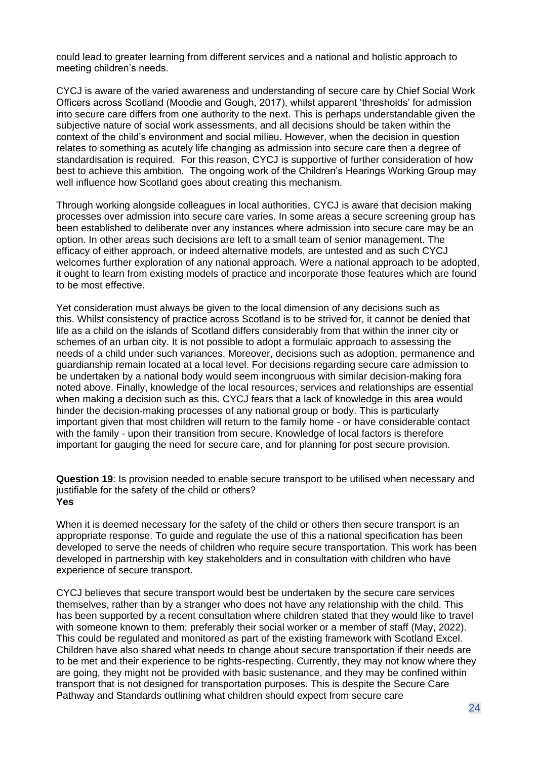could lead to greater learning from different services and a national and holistic approach to meeting children's needs.

CYCJ is aware of the varied awareness and understanding of secure care by Chief Social Work Officers across Scotland (Moodie and Gough, 2017), whilst apparent 'thresholds' for admission into secure care differs from one authority to the next. This is perhaps understandable given the subjective nature of social work assessments, and all decisions should be taken within the context of the child's environment and social milieu. However, when the decision in question relates to something as acutely life changing as admission into secure care then a degree of standardisation is required. For this reason, CYCJ is supportive of further consideration of how best to achieve this ambition. The ongoing work of the Children's Hearings Working Group may well influence how Scotland goes about creating this mechanism.

Through working alongside colleagues in local authorities, CYCJ is aware that decision making processes over admission into secure care varies. In some areas a secure screening group has been established to deliberate over any instances where admission into secure care may be an option. In other areas such decisions are left to a small team of senior management. The efficacy of either approach, or indeed alternative models, are untested and as such CYCJ welcomes further exploration of any national approach. Were a national approach to be adopted, it ought to learn from existing models of practice and incorporate those features which are found to be most effective.

Yet consideration must always be given to the local dimension of any decisions such as this. Whilst consistency of practice across Scotland is to be strived for, it cannot be denied that life as a child on the islands of Scotland differs considerably from that within the inner city or schemes of an urban city. It is not possible to adopt a formulaic approach to assessing the needs of a child under such variances. Moreover, decisions such as adoption, permanence and guardianship remain located at a local level. For decisions regarding secure care admission to be undertaken by a national body would seem incongruous with similar decision-making fora noted above. Finally, knowledge of the local resources, services and relationships are essential when making a decision such as this. CYCJ fears that a lack of knowledge in this area would hinder the decision-making processes of any national group or body. This is particularly important given that most children will return to the family home - or have considerable contact with the family - upon their transition from secure. Knowledge of local factors is therefore important for gauging the need for secure care, and for planning for post secure provision.

**Question 19**: Is provision needed to enable secure transport to be utilised when necessary and justifiable for the safety of the child or others?
**Yes**

When it is deemed necessary for the safety of the child or others then secure transport is an appropriate response. To guide and regulate the use of this a national specification has been developed to serve the needs of children who require secure transportation. This work has been developed in partnership with key stakeholders and in consultation with children who have experience of secure transport.

CYCJ believes that secure transport would best be undertaken by the secure care services themselves, rather than by a stranger who does not have any relationship with the child. This has been supported by a recent consultation where children stated that they would like to travel with someone known to them; preferably their social worker or a member of staff (May, 2022). This could be regulated and monitored as part of the existing framework with Scotland Excel. Children have also shared what needs to change about secure transportation if their needs are to be met and their experience to be rights-respecting. Currently, they may not know where they are going, they might not be provided with basic sustenance, and they may be confined within transport that is not designed for transportation purposes. This is despite the Secure Care Pathway and Standards outlining what children should expect from secure care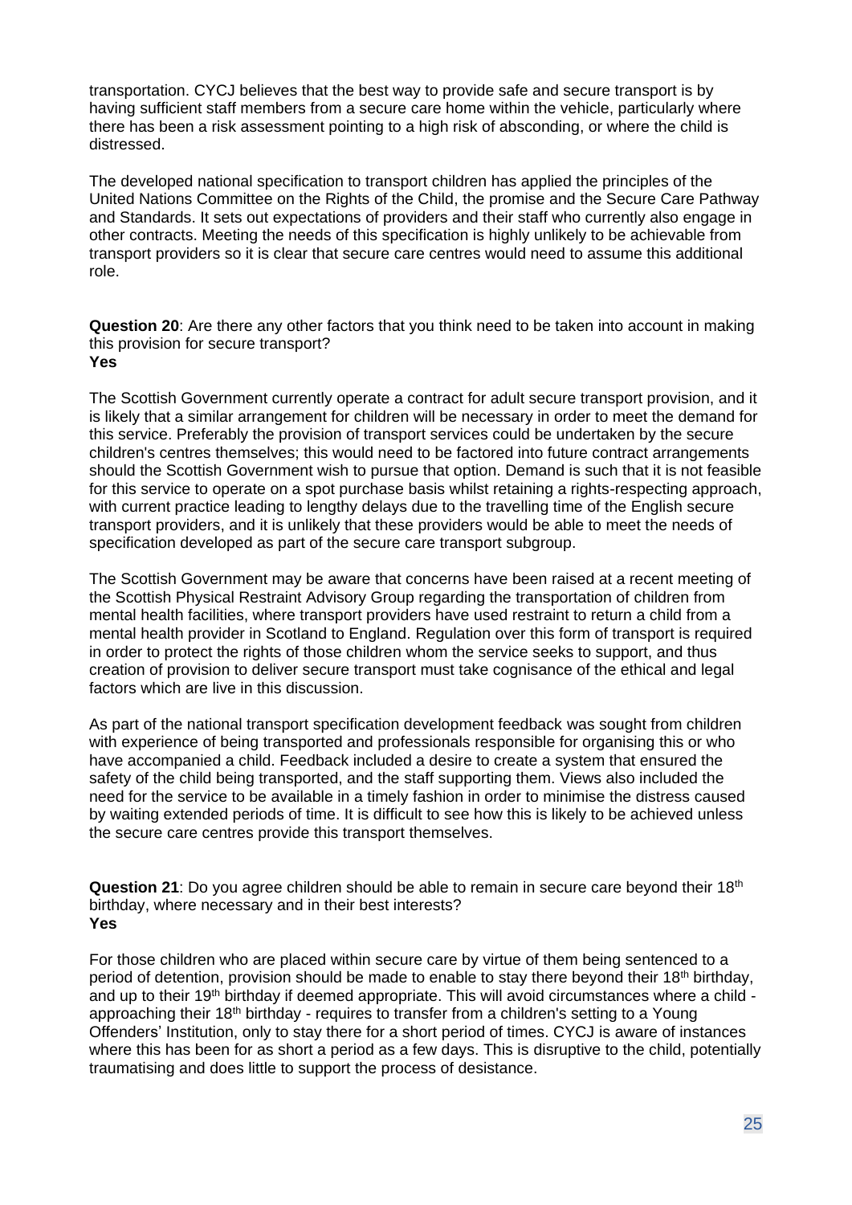transportation. CYCJ believes that the best way to provide safe and secure transport is by having sufficient staff members from a secure care home within the vehicle, particularly where there has been a risk assessment pointing to a high risk of absconding, or where the child is distressed.

The developed national specification to transport children has applied the principles of the United Nations Committee on the Rights of the Child, the promise and the Secure Care Pathway and Standards. It sets out expectations of providers and their staff who currently also engage in other contracts. Meeting the needs of this specification is highly unlikely to be achievable from transport providers so it is clear that secure care centres would need to assume this additional role.

**Question 20**: Are there any other factors that you think need to be taken into account in making this provision for secure transport?
**Yes**

The Scottish Government currently operate a contract for adult secure transport provision, and it is likely that a similar arrangement for children will be necessary in order to meet the demand for this service. Preferably the provision of transport services could be undertaken by the secure children's centres themselves; this would need to be factored into future contract arrangements should the Scottish Government wish to pursue that option. Demand is such that it is not feasible for this service to operate on a spot purchase basis whilst retaining a rights-respecting approach, with current practice leading to lengthy delays due to the travelling time of the English secure transport providers, and it is unlikely that these providers would be able to meet the needs of specification developed as part of the secure care transport subgroup.

The Scottish Government may be aware that concerns have been raised at a recent meeting of the Scottish Physical Restraint Advisory Group regarding the transportation of children from mental health facilities, where transport providers have used restraint to return a child from a mental health provider in Scotland to England. Regulation over this form of transport is required in order to protect the rights of those children whom the service seeks to support, and thus creation of provision to deliver secure transport must take cognisance of the ethical and legal factors which are live in this discussion.

As part of the national transport specification development feedback was sought from children with experience of being transported and professionals responsible for organising this or who have accompanied a child. Feedback included a desire to create a system that ensured the safety of the child being transported, and the staff supporting them. Views also included the need for the service to be available in a timely fashion in order to minimise the distress caused by waiting extended periods of time. It is difficult to see how this is likely to be achieved unless the secure care centres provide this transport themselves.

**Question 21**: Do you agree children should be able to remain in secure care beyond their 18th birthday, where necessary and in their best interests?
**Yes**

For those children who are placed within secure care by virtue of them being sentenced to a period of detention, provision should be made to enable to stay there beyond their 18th birthday, and up to their 19th birthday if deemed appropriate. This will avoid circumstances where a child - approaching their 18th birthday - requires to transfer from a children's setting to a Young Offenders' Institution, only to stay there for a short period of times. CYCJ is aware of instances where this has been for as short a period as a few days. This is disruptive to the child, potentially traumatising and does little to support the process of desistance.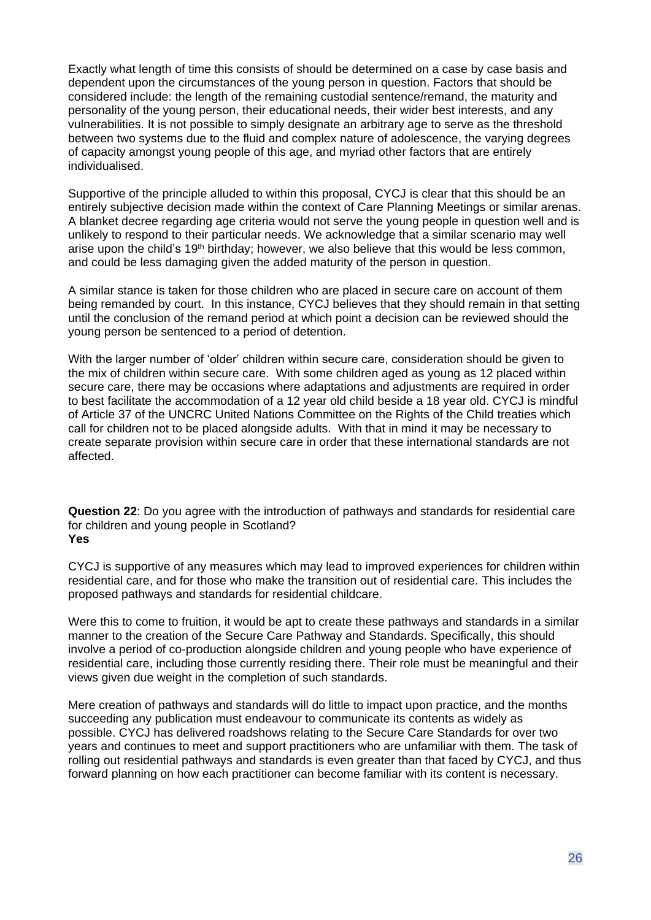Exactly what length of time this consists of should be determined on a case by case basis and dependent upon the circumstances of the young person in question. Factors that should be considered include: the length of the remaining custodial sentence/remand, the maturity and personality of the young person, their educational needs, their wider best interests, and any vulnerabilities. It is not possible to simply designate an arbitrary age to serve as the threshold between two systems due to the fluid and complex nature of adolescence, the varying degrees of capacity amongst young people of this age, and myriad other factors that are entirely individualised.

Supportive of the principle alluded to within this proposal, CYCJ is clear that this should be an entirely subjective decision made within the context of Care Planning Meetings or similar arenas. A blanket decree regarding age criteria would not serve the young people in question well and is unlikely to respond to their particular needs. We acknowledge that a similar scenario may well arise upon the child's 19th birthday; however, we also believe that this would be less common, and could be less damaging given the added maturity of the person in question.

A similar stance is taken for those children who are placed in secure care on account of them being remanded by court. In this instance, CYCJ believes that they should remain in that setting until the conclusion of the remand period at which point a decision can be reviewed should the young person be sentenced to a period of detention.

With the larger number of 'older' children within secure care, consideration should be given to the mix of children within secure care. With some children aged as young as 12 placed within secure care, there may be occasions where adaptations and adjustments are required in order to best facilitate the accommodation of a 12 year old child beside a 18 year old. CYCJ is mindful of Article 37 of the UNCRC United Nations Committee on the Rights of the Child treaties which call for children not to be placed alongside adults. With that in mind it may be necessary to create separate provision within secure care in order that these international standards are not affected.

**Question 22**: Do you agree with the introduction of pathways and standards for residential care for children and young people in Scotland?
**Yes**

CYCJ is supportive of any measures which may lead to improved experiences for children within residential care, and for those who make the transition out of residential care. This includes the proposed pathways and standards for residential childcare.

Were this to come to fruition, it would be apt to create these pathways and standards in a similar manner to the creation of the Secure Care Pathway and Standards. Specifically, this should involve a period of co-production alongside children and young people who have experience of residential care, including those currently residing there. Their role must be meaningful and their views given due weight in the completion of such standards.

Mere creation of pathways and standards will do little to impact upon practice, and the months succeeding any publication must endeavour to communicate its contents as widely as possible. CYCJ has delivered roadshows relating to the Secure Care Standards for over two years and continues to meet and support practitioners who are unfamiliar with them. The task of rolling out residential pathways and standards is even greater than that faced by CYCJ, and thus forward planning on how each practitioner can become familiar with its content is necessary.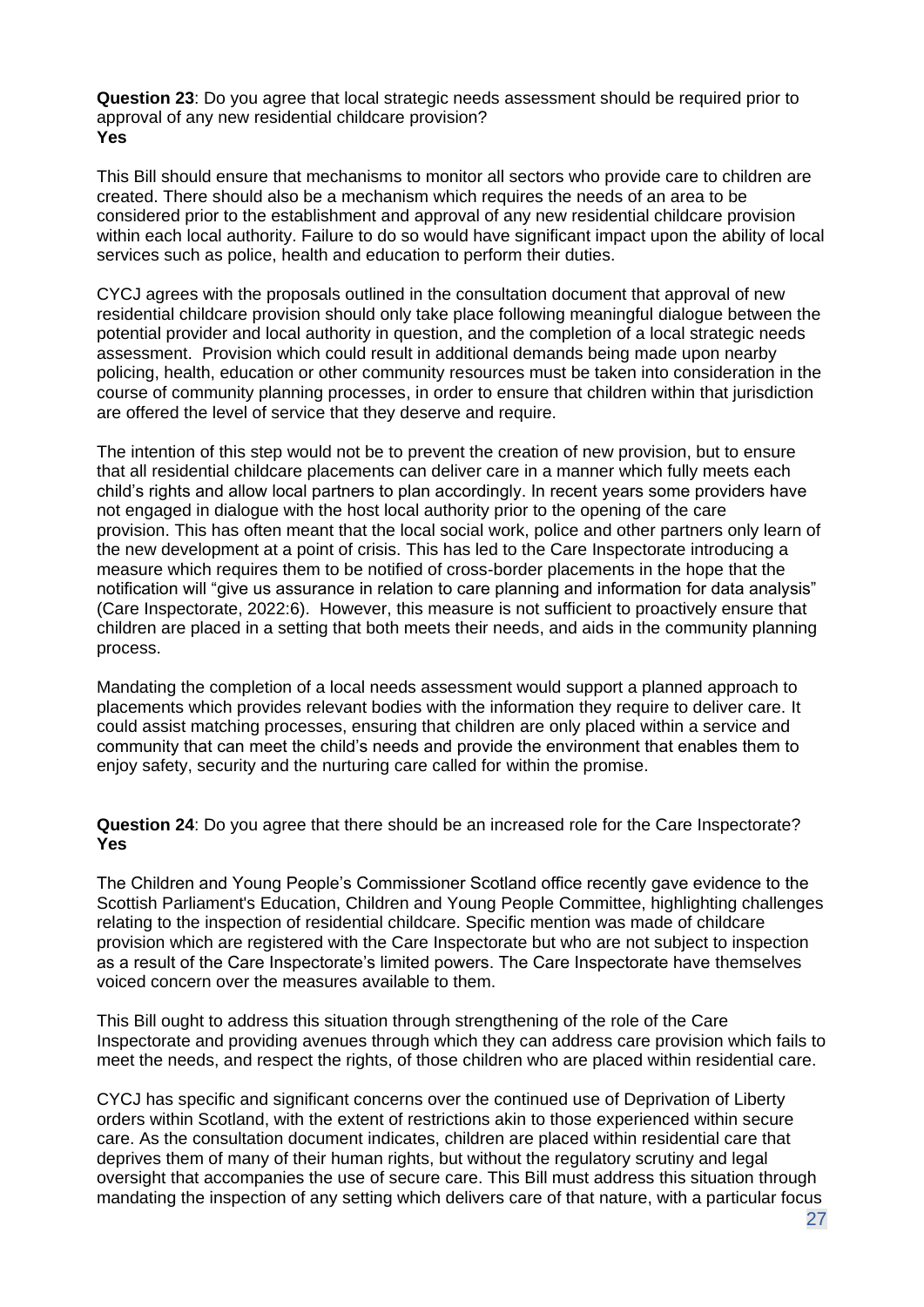**Question 23**: Do you agree that local strategic needs assessment should be required prior to approval of any new residential childcare provision?
**Yes**

This Bill should ensure that mechanisms to monitor all sectors who provide care to children are created. There should also be a mechanism which requires the needs of an area to be considered prior to the establishment and approval of any new residential childcare provision within each local authority. Failure to do so would have significant impact upon the ability of local services such as police, health and education to perform their duties.

CYCJ agrees with the proposals outlined in the consultation document that approval of new residential childcare provision should only take place following meaningful dialogue between the potential provider and local authority in question, and the completion of a local strategic needs assessment. Provision which could result in additional demands being made upon nearby policing, health, education or other community resources must be taken into consideration in the course of community planning processes, in order to ensure that children within that jurisdiction are offered the level of service that they deserve and require.

The intention of this step would not be to prevent the creation of new provision, but to ensure that all residential childcare placements can deliver care in a manner which fully meets each child's rights and allow local partners to plan accordingly. In recent years some providers have not engaged in dialogue with the host local authority prior to the opening of the care provision. This has often meant that the local social work, police and other partners only learn of the new development at a point of crisis. This has led to the Care Inspectorate introducing a measure which requires them to be notified of cross-border placements in the hope that the notification will "give us assurance in relation to care planning and information for data analysis" (Care Inspectorate, 2022:6). However, this measure is not sufficient to proactively ensure that children are placed in a setting that both meets their needs, and aids in the community planning process.

Mandating the completion of a local needs assessment would support a planned approach to placements which provides relevant bodies with the information they require to deliver care. It could assist matching processes, ensuring that children are only placed within a service and community that can meet the child's needs and provide the environment that enables them to enjoy safety, security and the nurturing care called for within the promise.

**Question 24**: Do you agree that there should be an increased role for the Care Inspectorate?
**Yes**

The Children and Young People's Commissioner Scotland office recently gave evidence to the Scottish Parliament's Education, Children and Young People Committee, highlighting challenges relating to the inspection of residential childcare. Specific mention was made of childcare provision which are registered with the Care Inspectorate but who are not subject to inspection as a result of the Care Inspectorate's limited powers. The Care Inspectorate have themselves voiced concern over the measures available to them.

This Bill ought to address this situation through strengthening of the role of the Care Inspectorate and providing avenues through which they can address care provision which fails to meet the needs, and respect the rights, of those children who are placed within residential care.

CYCJ has specific and significant concerns over the continued use of Deprivation of Liberty orders within Scotland, with the extent of restrictions akin to those experienced within secure care. As the consultation document indicates, children are placed within residential care that deprives them of many of their human rights, but without the regulatory scrutiny and legal oversight that accompanies the use of secure care. This Bill must address this situation through mandating the inspection of any setting which delivers care of that nature, with a particular focus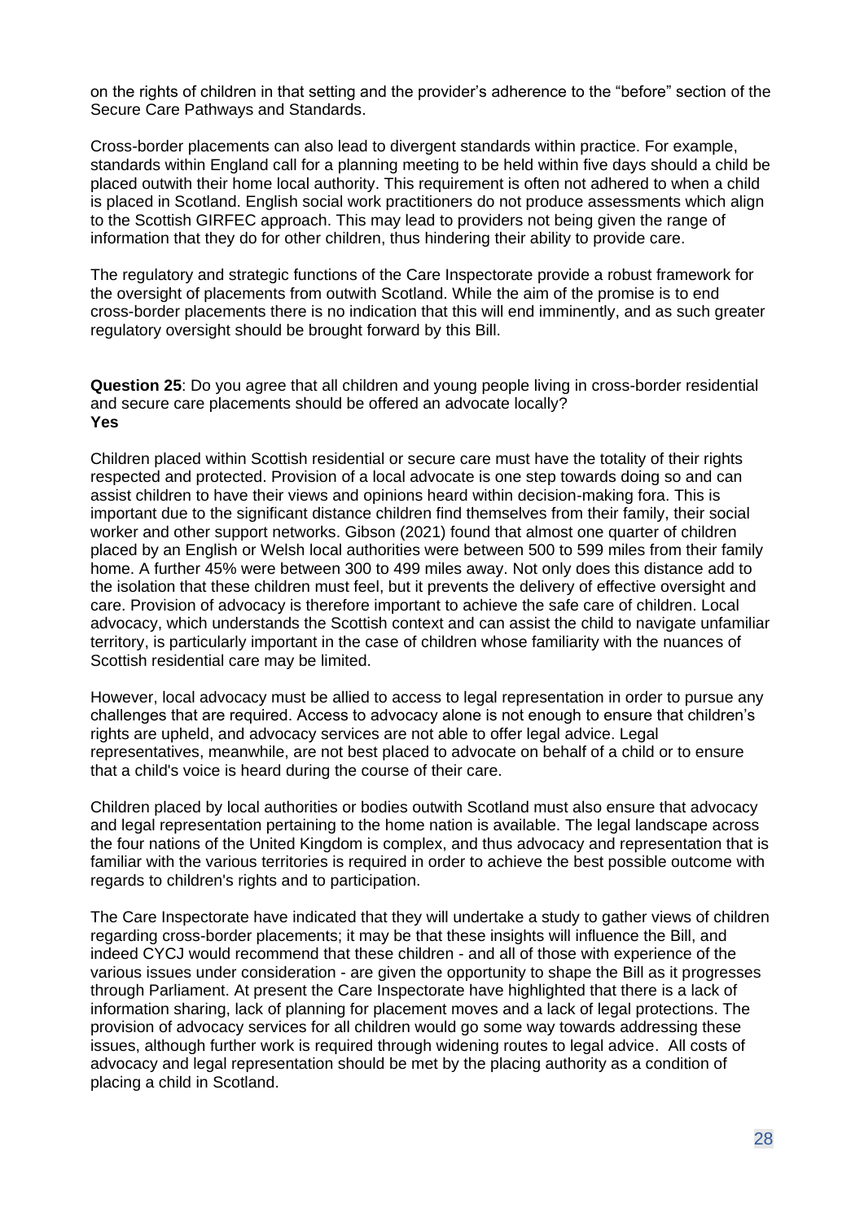on the rights of children in that setting and the provider's adherence to the "before" section of the Secure Care Pathways and Standards.

Cross-border placements can also lead to divergent standards within practice. For example, standards within England call for a planning meeting to be held within five days should a child be placed outwith their home local authority. This requirement is often not adhered to when a child is placed in Scotland. English social work practitioners do not produce assessments which align to the Scottish GIRFEC approach. This may lead to providers not being given the range of information that they do for other children, thus hindering their ability to provide care.

The regulatory and strategic functions of the Care Inspectorate provide a robust framework for the oversight of placements from outwith Scotland. While the aim of the promise is to end cross-border placements there is no indication that this will end imminently, and as such greater regulatory oversight should be brought forward by this Bill.

**Question 25**: Do you agree that all children and young people living in cross-border residential and secure care placements should be offered an advocate locally?
**Yes**

Children placed within Scottish residential or secure care must have the totality of their rights respected and protected. Provision of a local advocate is one step towards doing so and can assist children to have their views and opinions heard within decision-making fora. This is important due to the significant distance children find themselves from their family, their social worker and other support networks. Gibson (2021) found that almost one quarter of children placed by an English or Welsh local authorities were between 500 to 599 miles from their family home. A further 45% were between 300 to 499 miles away. Not only does this distance add to the isolation that these children must feel, but it prevents the delivery of effective oversight and care. Provision of advocacy is therefore important to achieve the safe care of children. Local advocacy, which understands the Scottish context and can assist the child to navigate unfamiliar territory, is particularly important in the case of children whose familiarity with the nuances of Scottish residential care may be limited.

However, local advocacy must be allied to access to legal representation in order to pursue any challenges that are required. Access to advocacy alone is not enough to ensure that children's rights are upheld, and advocacy services are not able to offer legal advice. Legal representatives, meanwhile, are not best placed to advocate on behalf of a child or to ensure that a child's voice is heard during the course of their care.

Children placed by local authorities or bodies outwith Scotland must also ensure that advocacy and legal representation pertaining to the home nation is available. The legal landscape across the four nations of the United Kingdom is complex, and thus advocacy and representation that is familiar with the various territories is required in order to achieve the best possible outcome with regards to children's rights and to participation.

The Care Inspectorate have indicated that they will undertake a study to gather views of children regarding cross-border placements; it may be that these insights will influence the Bill, and indeed CYCJ would recommend that these children - and all of those with experience of the various issues under consideration - are given the opportunity to shape the Bill as it progresses through Parliament. At present the Care Inspectorate have highlighted that there is a lack of information sharing, lack of planning for placement moves and a lack of legal protections. The provision of advocacy services for all children would go some way towards addressing these issues, although further work is required through widening routes to legal advice. All costs of advocacy and legal representation should be met by the placing authority as a condition of placing a child in Scotland.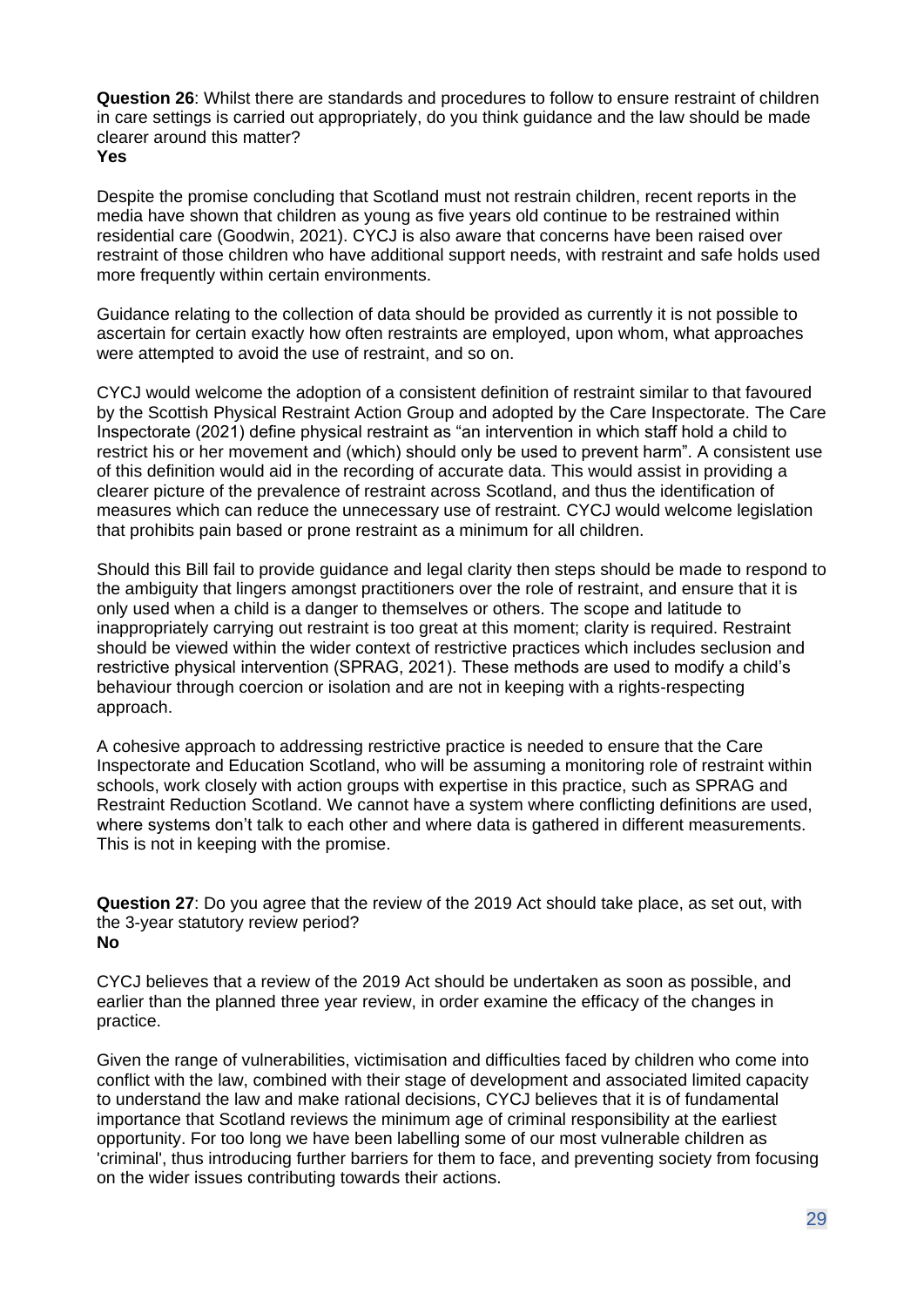**Question 26**: Whilst there are standards and procedures to follow to ensure restraint of children in care settings is carried out appropriately, do you think guidance and the law should be made clearer around this matter?
**Yes**

Despite the promise concluding that Scotland must not restrain children, recent reports in the media have shown that children as young as five years old continue to be restrained within residential care (Goodwin, 2021). CYCJ is also aware that concerns have been raised over restraint of those children who have additional support needs, with restraint and safe holds used more frequently within certain environments.

Guidance relating to the collection of data should be provided as currently it is not possible to ascertain for certain exactly how often restraints are employed, upon whom, what approaches were attempted to avoid the use of restraint, and so on.

CYCJ would welcome the adoption of a consistent definition of restraint similar to that favoured by the Scottish Physical Restraint Action Group and adopted by the Care Inspectorate. The Care Inspectorate (2021) define physical restraint as "an intervention in which staff hold a child to restrict his or her movement and (which) should only be used to prevent harm". A consistent use of this definition would aid in the recording of accurate data. This would assist in providing a clearer picture of the prevalence of restraint across Scotland, and thus the identification of measures which can reduce the unnecessary use of restraint. CYCJ would welcome legislation that prohibits pain based or prone restraint as a minimum for all children.

Should this Bill fail to provide guidance and legal clarity then steps should be made to respond to the ambiguity that lingers amongst practitioners over the role of restraint, and ensure that it is only used when a child is a danger to themselves or others. The scope and latitude to inappropriately carrying out restraint is too great at this moment; clarity is required. Restraint should be viewed within the wider context of restrictive practices which includes seclusion and restrictive physical intervention (SPRAG, 2021). These methods are used to modify a child's behaviour through coercion or isolation and are not in keeping with a rights-respecting approach.

A cohesive approach to addressing restrictive practice is needed to ensure that the Care Inspectorate and Education Scotland, who will be assuming a monitoring role of restraint within schools, work closely with action groups with expertise in this practice, such as SPRAG and Restraint Reduction Scotland. We cannot have a system where conflicting definitions are used, where systems don't talk to each other and where data is gathered in different measurements. This is not in keeping with the promise.

**Question 27**: Do you agree that the review of the 2019 Act should take place, as set out, with the 3-year statutory review period?
**No**

CYCJ believes that a review of the 2019 Act should be undertaken as soon as possible, and earlier than the planned three year review, in order examine the efficacy of the changes in practice.

Given the range of vulnerabilities, victimisation and difficulties faced by children who come into conflict with the law, combined with their stage of development and associated limited capacity to understand the law and make rational decisions, CYCJ believes that it is of fundamental importance that Scotland reviews the minimum age of criminal responsibility at the earliest opportunity. For too long we have been labelling some of our most vulnerable children as 'criminal', thus introducing further barriers for them to face, and preventing society from focusing on the wider issues contributing towards their actions.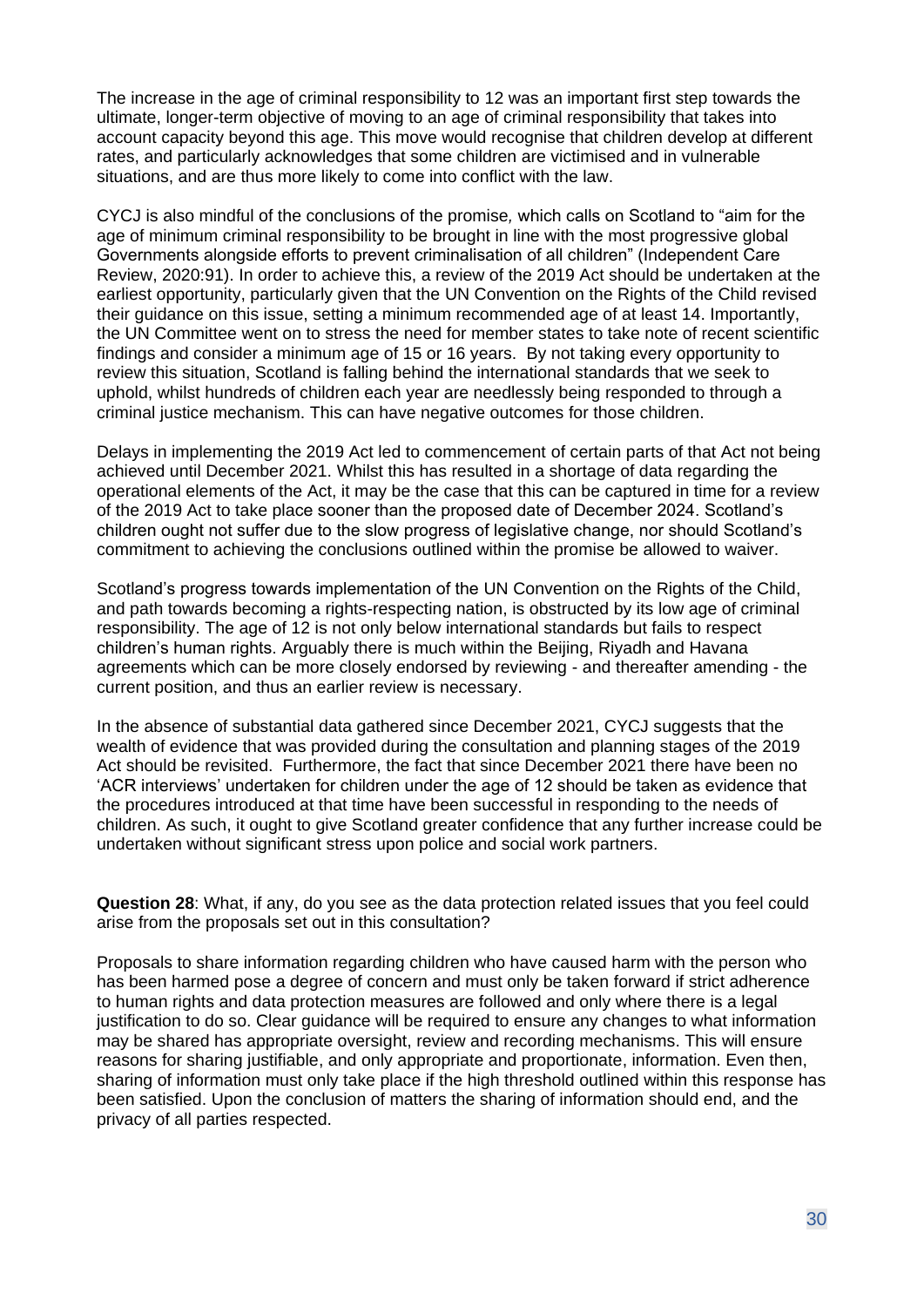The increase in the age of criminal responsibility to 12 was an important first step towards the ultimate, longer-term objective of moving to an age of criminal responsibility that takes into account capacity beyond this age. This move would recognise that children develop at different rates, and particularly acknowledges that some children are victimised and in vulnerable situations, and are thus more likely to come into conflict with the law.

CYCJ is also mindful of the conclusions of the promise*,* which calls on Scotland to "aim for the age of minimum criminal responsibility to be brought in line with the most progressive global Governments alongside efforts to prevent criminalisation of all children" (Independent Care Review, 2020:91). In order to achieve this, a review of the 2019 Act should be undertaken at the earliest opportunity, particularly given that the UN Convention on the Rights of the Child revised their guidance on this issue, setting a minimum recommended age of at least 14. Importantly, the UN Committee went on to stress the need for member states to take note of recent scientific findings and consider a minimum age of 15 or 16 years. By not taking every opportunity to review this situation, Scotland is falling behind the international standards that we seek to uphold, whilst hundreds of children each year are needlessly being responded to through a criminal justice mechanism. This can have negative outcomes for those children.

Delays in implementing the 2019 Act led to commencement of certain parts of that Act not being achieved until December 2021. Whilst this has resulted in a shortage of data regarding the operational elements of the Act, it may be the case that this can be captured in time for a review of the 2019 Act to take place sooner than the proposed date of December 2024. Scotland's children ought not suffer due to the slow progress of legislative change, nor should Scotland's commitment to achieving the conclusions outlined within the promise be allowed to waiver.

Scotland's progress towards implementation of the UN Convention on the Rights of the Child, and path towards becoming a rights-respecting nation, is obstructed by its low age of criminal responsibility. The age of 12 is not only below international standards but fails to respect children's human rights. Arguably there is much within the Beijing, Riyadh and Havana agreements which can be more closely endorsed by reviewing - and thereafter amending - the current position, and thus an earlier review is necessary.

In the absence of substantial data gathered since December 2021, CYCJ suggests that the wealth of evidence that was provided during the consultation and planning stages of the 2019 Act should be revisited. Furthermore, the fact that since December 2021 there have been no 'ACR interviews' undertaken for children under the age of 12 should be taken as evidence that the procedures introduced at that time have been successful in responding to the needs of children. As such, it ought to give Scotland greater confidence that any further increase could be undertaken without significant stress upon police and social work partners.

**Question 28**: What, if any, do you see as the data protection related issues that you feel could arise from the proposals set out in this consultation?

Proposals to share information regarding children who have caused harm with the person who has been harmed pose a degree of concern and must only be taken forward if strict adherence to human rights and data protection measures are followed and only where there is a legal justification to do so. Clear guidance will be required to ensure any changes to what information may be shared has appropriate oversight, review and recording mechanisms. This will ensure reasons for sharing justifiable, and only appropriate and proportionate, information. Even then, sharing of information must only take place if the high threshold outlined within this response has been satisfied. Upon the conclusion of matters the sharing of information should end, and the privacy of all parties respected.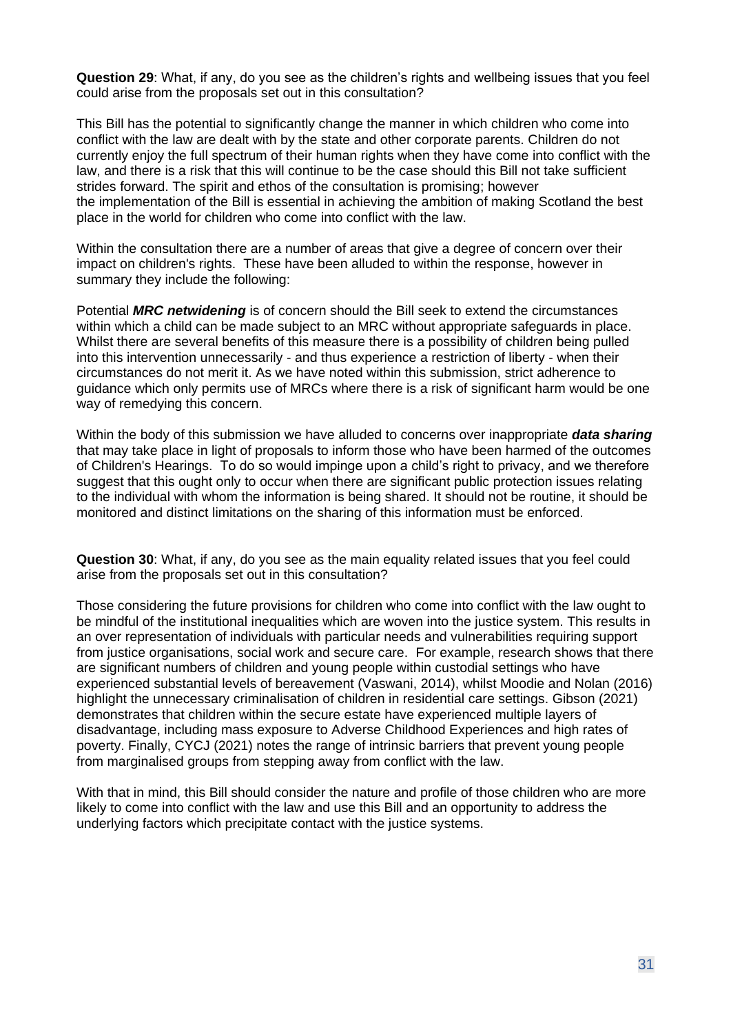**Question 29**: What, if any, do you see as the children's rights and wellbeing issues that you feel could arise from the proposals set out in this consultation?

This Bill has the potential to significantly change the manner in which children who come into conflict with the law are dealt with by the state and other corporate parents. Children do not currently enjoy the full spectrum of their human rights when they have come into conflict with the law, and there is a risk that this will continue to be the case should this Bill not take sufficient strides forward. The spirit and ethos of the consultation is promising; however the implementation of the Bill is essential in achieving the ambition of making Scotland the best place in the world for children who come into conflict with the law.

Within the consultation there are a number of areas that give a degree of concern over their impact on children's rights. These have been alluded to within the response, however in summary they include the following:

Potential ***MRC netwidening*** is of concern should the Bill seek to extend the circumstances within which a child can be made subject to an MRC without appropriate safeguards in place. Whilst there are several benefits of this measure there is a possibility of children being pulled into this intervention unnecessarily - and thus experience a restriction of liberty - when their circumstances do not merit it. As we have noted within this submission, strict adherence to guidance which only permits use of MRCs where there is a risk of significant harm would be one way of remedying this concern.

Within the body of this submission we have alluded to concerns over inappropriate ***data sharing*** that may take place in light of proposals to inform those who have been harmed of the outcomes of Children's Hearings. To do so would impinge upon a child's right to privacy, and we therefore suggest that this ought only to occur when there are significant public protection issues relating to the individual with whom the information is being shared. It should not be routine, it should be monitored and distinct limitations on the sharing of this information must be enforced.

**Question 30**: What, if any, do you see as the main equality related issues that you feel could arise from the proposals set out in this consultation?

Those considering the future provisions for children who come into conflict with the law ought to be mindful of the institutional inequalities which are woven into the justice system. This results in an over representation of individuals with particular needs and vulnerabilities requiring support from justice organisations, social work and secure care. For example, research shows that there are significant numbers of children and young people within custodial settings who have experienced substantial levels of bereavement (Vaswani, 2014), whilst Moodie and Nolan (2016) highlight the unnecessary criminalisation of children in residential care settings. Gibson (2021) demonstrates that children within the secure estate have experienced multiple layers of disadvantage, including mass exposure to Adverse Childhood Experiences and high rates of poverty. Finally, CYCJ (2021) notes the range of intrinsic barriers that prevent young people from marginalised groups from stepping away from conflict with the law.

With that in mind, this Bill should consider the nature and profile of those children who are more likely to come into conflict with the law and use this Bill and an opportunity to address the underlying factors which precipitate contact with the justice systems.